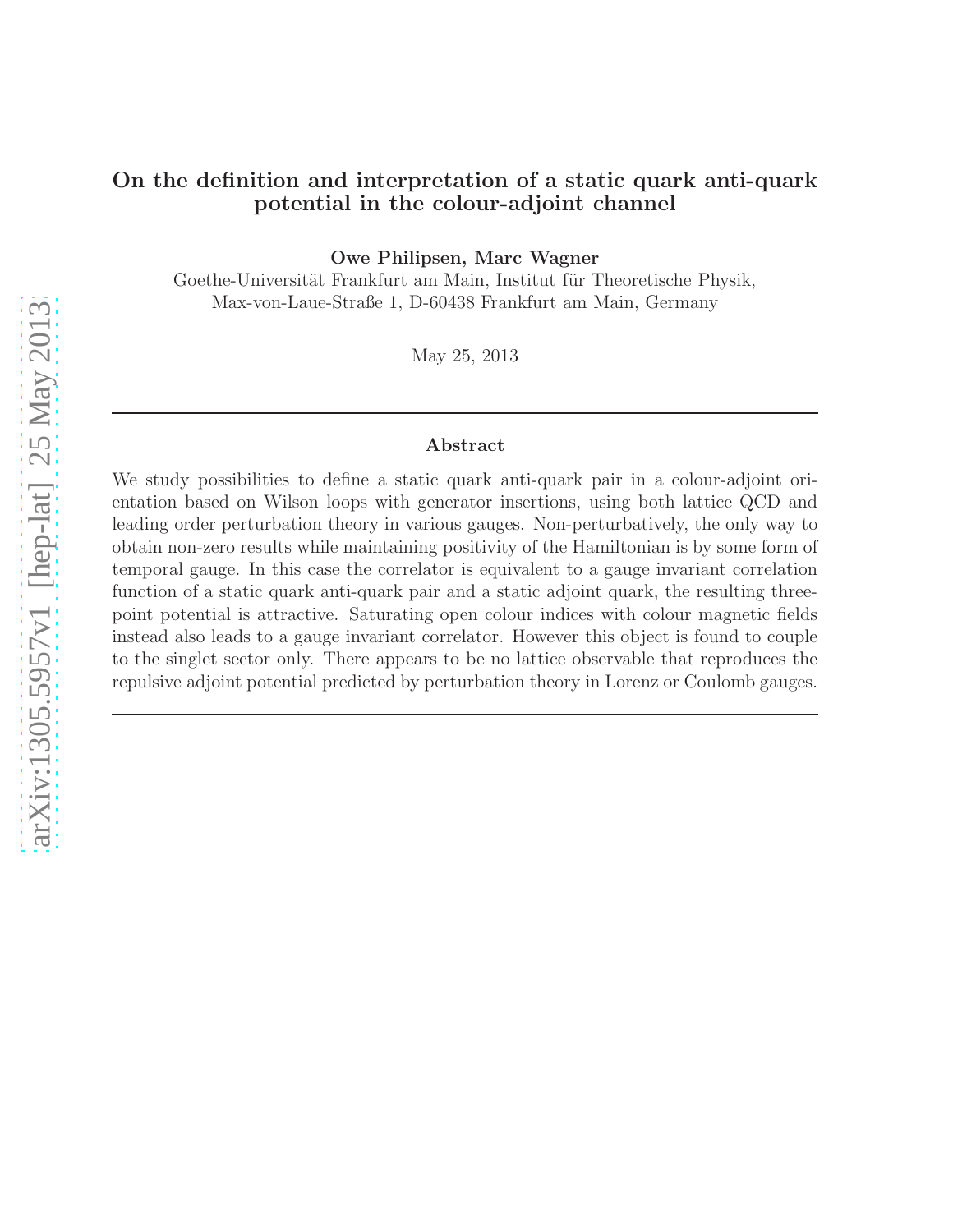# On the definition and interpretation of a static quark anti-quark potential in the colour-adjoint channel

**Owe Philipsen, Marc Wagner**

Goethe-Universität Frankfurt am Main, Institut für Theoretische Physik,
Max-von-Laue-Straße 1, D-60438 Frankfurt am Main, Germany

May 25, 2013

---

## Abstract

We study possibilities to define a static quark anti-quark pair in a colour-adjoint orientation based on Wilson loops with generator insertions, using both lattice QCD and leading order perturbation theory in various gauges. Non-perturbatively, the only way to obtain non-zero results while maintaining positivity of the Hamiltonian is by some form of temporal gauge. In this case the correlator is equivalent to a gauge invariant correlation function of a static quark anti-quark pair and a static adjoint quark, the resulting three-point potential is attractive. Saturating open colour indices with colour magnetic fields instead also leads to a gauge invariant correlator. However this object is found to couple to the singlet sector only. There appears to be no lattice observable that reproduces the repulsive adjoint potential predicted by perturbation theory in Lorenz or Coulomb gauges.

---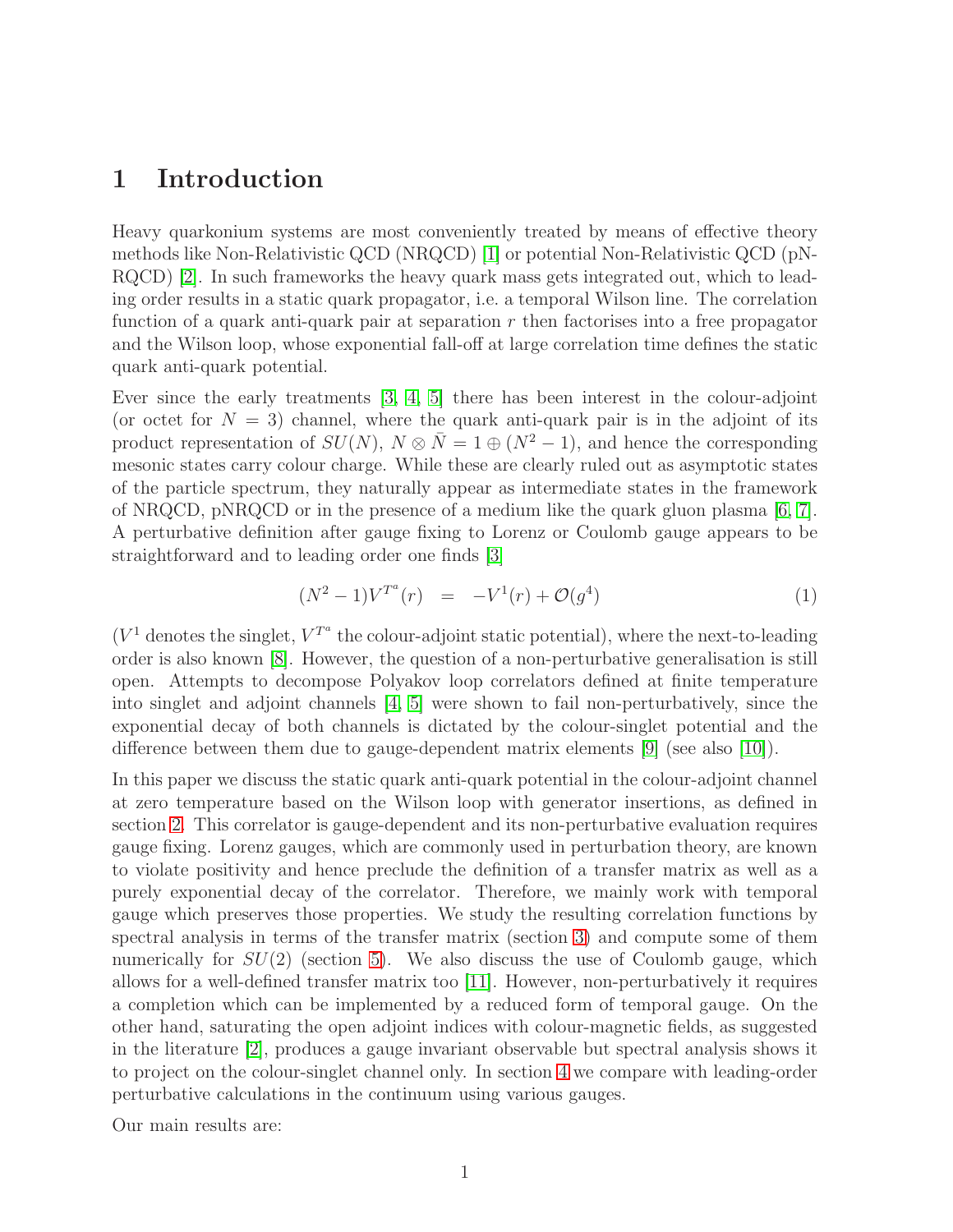# 1 Introduction

Heavy quarkonium systems are most conveniently treated by means of effective theory methods like Non-Relativistic QCD (NRQCD) [1] or potential Non-Relativistic QCD (pNRQCD) [2]. In such frameworks the heavy quark mass gets integrated out, which to leading order results in a static quark propagator, i.e. a temporal Wilson line. The correlation function of a quark anti-quark pair at separation $r$ then factorises into a free propagator and the Wilson loop, whose exponential fall-off at large correlation time defines the static quark anti-quark potential.

Ever since the early treatments [3, 4, 5] there has been interest in the colour-adjoint (or octet for $N = 3$) channel, where the quark anti-quark pair is in the adjoint of its product representation of $SU(N)$, $N \otimes \bar{N} = 1 \oplus (N^2 - 1)$, and hence the corresponding mesonic states carry colour charge. While these are clearly ruled out as asymptotic states of the particle spectrum, they naturally appear as intermediate states in the framework of NRQCD, pNRQCD or in the presence of a medium like the quark gluon plasma [6, 7]. A perturbative definition after gauge fixing to Lorenz or Coulomb gauge appears to be straightforward and to leading order one finds [3]

$$(N^2 - 1)V^{T^a}(r) \;\; = \;\; -V^1(r) + \mathcal{O}(g^4) \tag{1}$$

($V^1$ denotes the singlet, $V^{T^a}$ the colour-adjoint static potential), where the next-to-leading order is also known [8]. However, the question of a non-perturbative generalisation is still open. Attempts to decompose Polyakov loop correlators defined at finite temperature into singlet and adjoint channels [4, 5] were shown to fail non-perturbatively, since the exponential decay of both channels is dictated by the colour-singlet potential and the difference between them due to gauge-dependent matrix elements [9] (see also [10]).

In this paper we discuss the static quark anti-quark potential in the colour-adjoint channel at zero temperature based on the Wilson loop with generator insertions, as defined in section 2. This correlator is gauge-dependent and its non-perturbative evaluation requires gauge fixing. Lorenz gauges, which are commonly used in perturbation theory, are known to violate positivity and hence preclude the definition of a transfer matrix as well as a purely exponential decay of the correlator. Therefore, we mainly work with temporal gauge which preserves those properties. We study the resulting correlation functions by spectral analysis in terms of the transfer matrix (section 3) and compute some of them numerically for $SU(2)$ (section 5). We also discuss the use of Coulomb gauge, which allows for a well-defined transfer matrix too [11]. However, non-perturbatively it requires a completion which can be implemented by a reduced form of temporal gauge. On the other hand, saturating the open adjoint indices with colour-magnetic fields, as suggested in the literature [2], produces a gauge invariant observable but spectral analysis shows it to project on the colour-singlet channel only. In section 4 we compare with leading-order perturbative calculations in the continuum using various gauges.

Our main results are: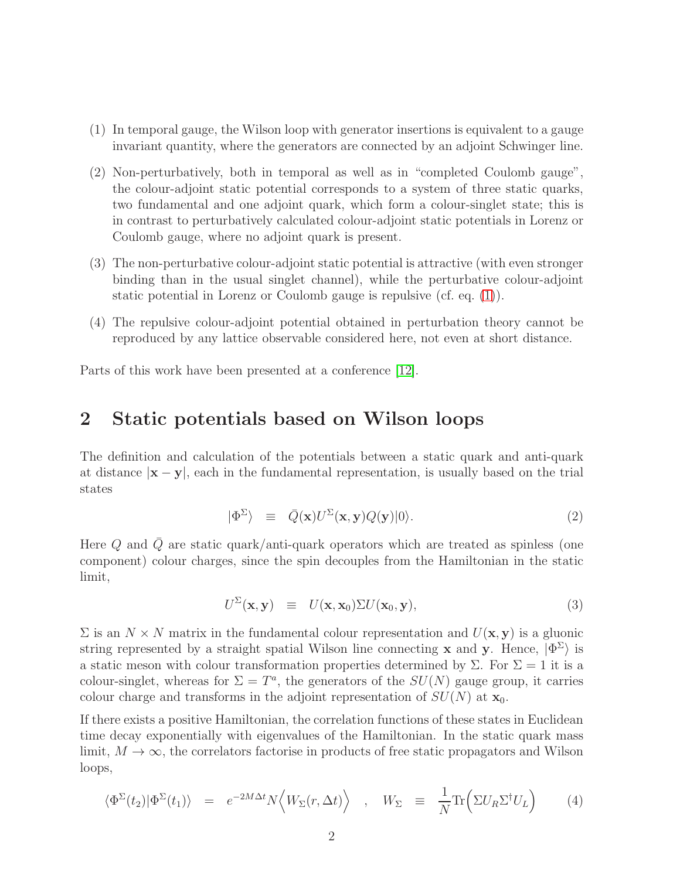(1) In temporal gauge, the Wilson loop with generator insertions is equivalent to a gauge invariant quantity, where the generators are connected by an adjoint Schwinger line.

(2) Non-perturbatively, both in temporal as well as in "completed Coulomb gauge", the colour-adjoint static potential corresponds to a system of three static quarks, two fundamental and one adjoint quark, which form a colour-singlet state; this is in contrast to perturbatively calculated colour-adjoint static potentials in Lorenz or Coulomb gauge, where no adjoint quark is present.

(3) The non-perturbative colour-adjoint static potential is attractive (with even stronger binding than in the usual singlet channel), while the perturbative colour-adjoint static potential in Lorenz or Coulomb gauge is repulsive (cf. eq. (1)).

(4) The repulsive colour-adjoint potential obtained in perturbation theory cannot be reproduced by any lattice observable considered here, not even at short distance.

Parts of this work have been presented at a conference [12].

## 2 Static potentials based on Wilson loops

The definition and calculation of the potentials between a static quark and anti-quark at distance $|\mathbf{x}-\mathbf{y}|$, each in the fundamental representation, is usually based on the trial states

$$|\Phi^{\Sigma}\rangle \quad \equiv \quad \bar{Q}(\mathbf{x})U^{\Sigma}(\mathbf{x},\mathbf{y})Q(\mathbf{y})|0\rangle. \tag{2}$$

Here $Q$ and $\bar{Q}$ are static quark/anti-quark operators which are treated as spinless (one component) colour charges, since the spin decouples from the Hamiltonian in the static limit,

$$U^{\Sigma}(\mathbf{x},\mathbf{y}) \quad \equiv \quad U(\mathbf{x},\mathbf{x}_0)\Sigma U(\mathbf{x}_0,\mathbf{y}), \tag{3}$$

$\Sigma$ is an $N\times N$ matrix in the fundamental colour representation and $U(\mathbf{x},\mathbf{y})$ is a gluonic string represented by a straight spatial Wilson line connecting $\mathbf{x}$ and $\mathbf{y}$. Hence, $|\Phi^{\Sigma}\rangle$ is a static meson with colour transformation properties determined by $\Sigma$. For $\Sigma=1$ it is a colour-singlet, whereas for $\Sigma=T^a$, the generators of the $SU(N)$ gauge group, it carries colour charge and transforms in the adjoint representation of $SU(N)$ at $\mathbf{x}_0$.

If there exists a positive Hamiltonian, the correlation functions of these states in Euclidean time decay exponentially with eigenvalues of the Hamiltonian. In the static quark mass limit, $M\to\infty$, the correlators factorise in products of free static propagators and Wilson loops,

$$\langle\Phi^{\Sigma}(t_2)|\Phi^{\Sigma}(t_1)\rangle \quad = \quad e^{-2M\Delta t}N\Big\langle W_{\Sigma}(r,\Delta t)\Big\rangle \quad , \quad W_{\Sigma} \quad \equiv \quad \frac{1}{N}\mathrm{Tr}\Big(\Sigma U_R\Sigma^{\dagger}U_L\Big) \tag{4}$$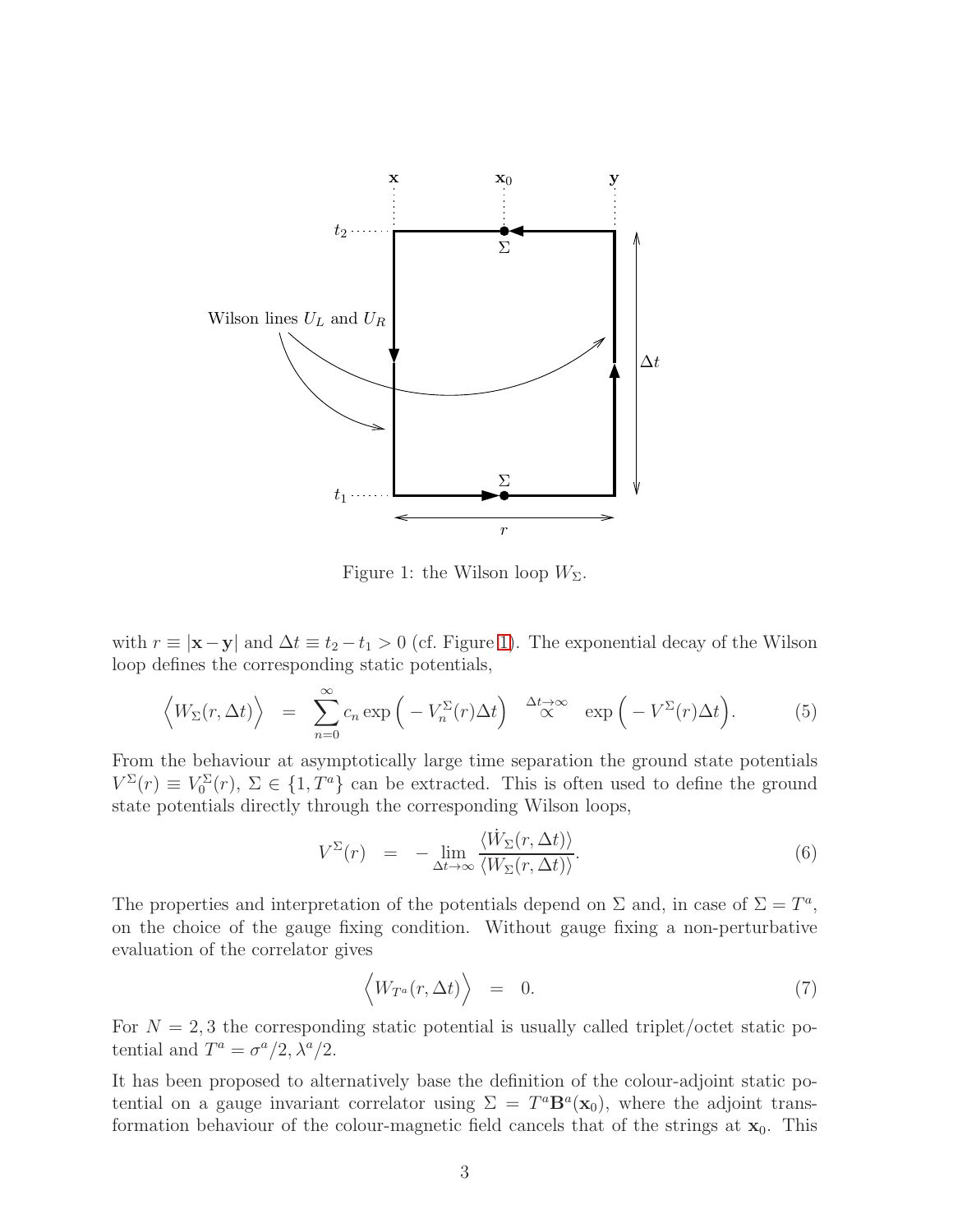Figure 1: the Wilson loop $W_\Sigma$.

with $r \equiv |\mathbf{x}-\mathbf{y}|$ and $\Delta t \equiv t_2 - t_1 > 0$ (cf. Figure 1). The exponential decay of the Wilson loop defines the corresponding static potentials,

$$\Big\langle W_\Sigma(r,\Delta t)\Big\rangle \;=\; \sum_{n=0}^{\infty} c_n \exp\Big(-V_n^\Sigma(r)\Delta t\Big) \;\overset{\Delta t\to\infty}{\propto}\; \exp\Big(-V^\Sigma(r)\Delta t\Big). \tag{5}$$

From the behaviour at asymptotically large time separation the ground state potentials $V^\Sigma(r) \equiv V_0^\Sigma(r)$, $\Sigma \in \{1, T^a\}$ can be extracted. This is often used to define the ground state potentials directly through the corresponding Wilson loops,

$$V^\Sigma(r) \;=\; -\lim_{\Delta t\to\infty} \frac{\langle \dot{W}_\Sigma(r,\Delta t)\rangle}{\langle W_\Sigma(r,\Delta t)\rangle}. \tag{6}$$

The properties and interpretation of the potentials depend on $\Sigma$ and, in case of $\Sigma = T^a$, on the choice of the gauge fixing condition. Without gauge fixing a non-perturbative evaluation of the correlator gives

$$\Big\langle W_{T^a}(r,\Delta t)\Big\rangle \;=\; 0. \tag{7}$$

For $N = 2, 3$ the corresponding static potential is usually called triplet/octet static potential and $T^a = \sigma^a/2, \lambda^a/2$.

It has been proposed to alternatively base the definition of the colour-adjoint static potential on a gauge invariant correlator using $\Sigma = T^a \mathbf{B}^a(\mathbf{x}_0)$, where the adjoint transformation behaviour of the colour-magnetic field cancels that of the strings at $\mathbf{x}_0$. This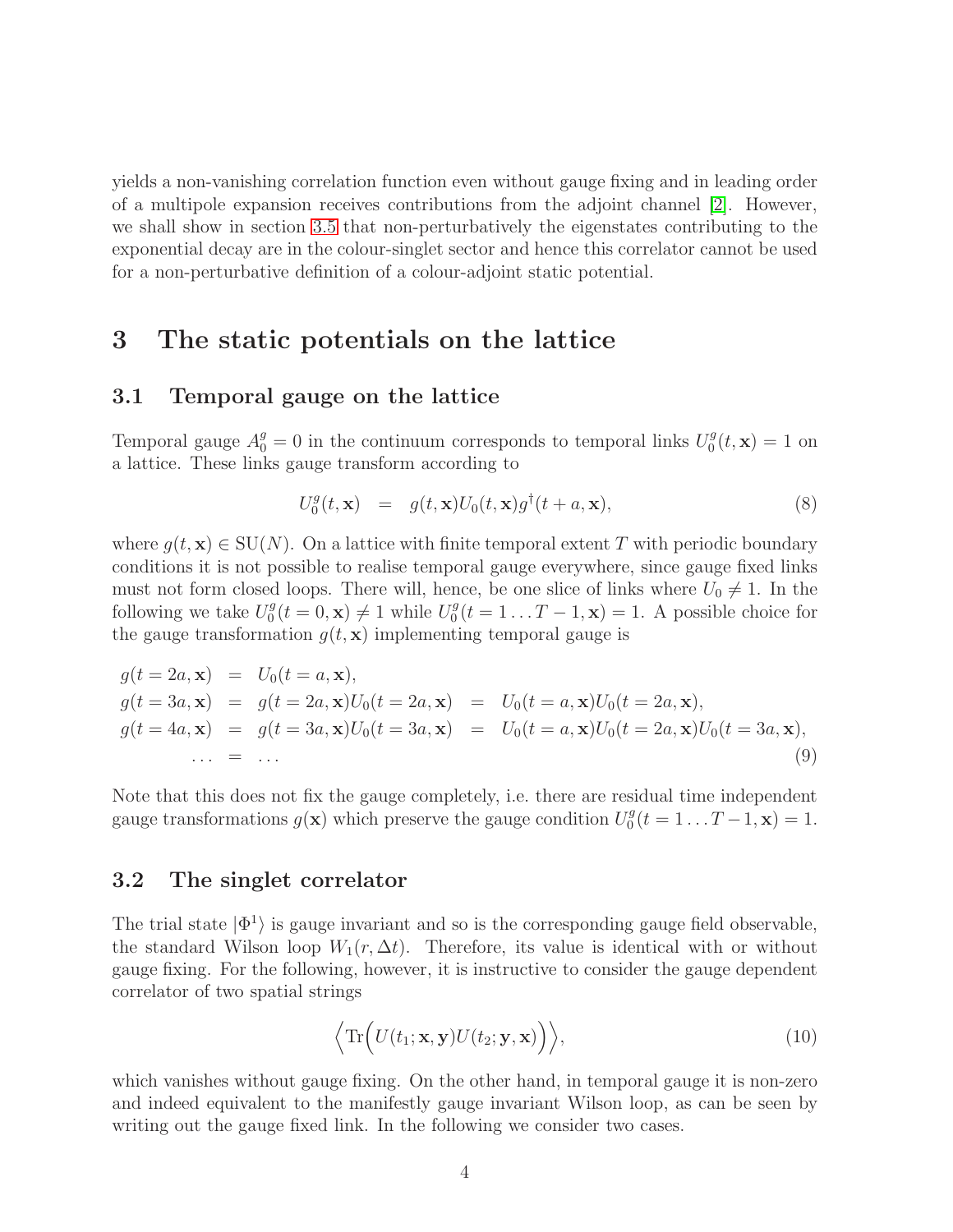yields a non-vanishing correlation function even without gauge fixing and in leading order of a multipole expansion receives contributions from the adjoint channel [2]. However, we shall show in section 3.5 that non-perturbatively the eigenstates contributing to the exponential decay are in the colour-singlet sector and hence this correlator cannot be used for a non-perturbative definition of a colour-adjoint static potential.

# 3 The static potentials on the lattice

## 3.1 Temporal gauge on the lattice

Temporal gauge $A_0^g = 0$ in the continuum corresponds to temporal links $U_0^g(t, \mathbf{x}) = 1$ on a lattice. These links gauge transform according to

$$U_0^g(t, \mathbf{x}) \quad = \quad g(t, \mathbf{x}) U_0(t, \mathbf{x}) g^\dagger(t + a, \mathbf{x}), \tag{8}$$

where $g(t, \mathbf{x}) \in \mathrm{SU}(N)$. On a lattice with finite temporal extent $T$ with periodic boundary conditions it is not possible to realise temporal gauge everywhere, since gauge fixed links must not form closed loops. There will, hence, be one slice of links where $U_0 \neq 1$. In the following we take $U_0^g(t = 0, \mathbf{x}) \neq 1$ while $U_0^g(t = 1 \ldots T - 1, \mathbf{x}) = 1$. A possible choice for the gauge transformation $g(t, \mathbf{x})$ implementing temporal gauge is

$$\begin{aligned}
g(t = 2a, \mathbf{x}) &= U_0(t = a, \mathbf{x}), \\
g(t = 3a, \mathbf{x}) &= g(t = 2a, \mathbf{x}) U_0(t = 2a, \mathbf{x}) \quad = \quad U_0(t = a, \mathbf{x}) U_0(t = 2a, \mathbf{x}), \\
g(t = 4a, \mathbf{x}) &= g(t = 3a, \mathbf{x}) U_0(t = 3a, \mathbf{x}) \quad = \quad U_0(t = a, \mathbf{x}) U_0(t = 2a, \mathbf{x}) U_0(t = 3a, \mathbf{x}), \\
\ldots &= \ldots
\end{aligned} \tag{9}$$

Note that this does not fix the gauge completely, i.e. there are residual time independent gauge transformations $g(\mathbf{x})$ which preserve the gauge condition $U_0^g(t = 1 \ldots T - 1, \mathbf{x}) = 1$.

## 3.2 The singlet correlator

The trial state $|\Phi^1\rangle$ is gauge invariant and so is the corresponding gauge field observable, the standard Wilson loop $W_1(r, \Delta t)$. Therefore, its value is identical with or without gauge fixing. For the following, however, it is instructive to consider the gauge dependent correlator of two spatial strings

$$\Big\langle \mathrm{Tr}\Big( U(t_1; \mathbf{x}, \mathbf{y}) U(t_2; \mathbf{y}, \mathbf{x}) \Big) \Big\rangle, \tag{10}$$

which vanishes without gauge fixing. On the other hand, in temporal gauge it is non-zero and indeed equivalent to the manifestly gauge invariant Wilson loop, as can be seen by writing out the gauge fixed link. In the following we consider two cases.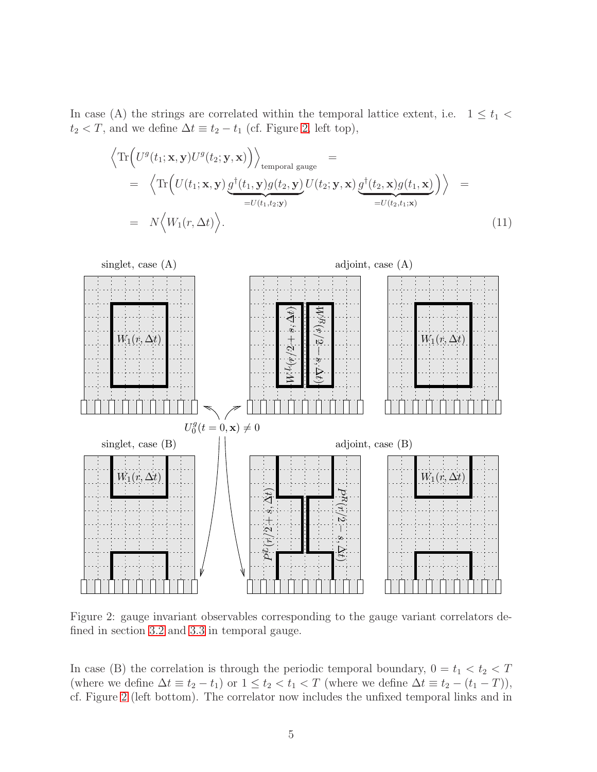In case (A) the strings are correlated within the temporal lattice extent, i.e. $1 \leq t_1 < t_2 < T$, and we define $\Delta t \equiv t_2 - t_1$ (cf. Figure 2, left top),

$$
\begin{aligned}
& \left\langle \mathrm{Tr}\Big(U^g(t_1;\mathbf{x},\mathbf{y}) U^g(t_2;\mathbf{y},\mathbf{x})\Big)\right\rangle_{\text{temporal gauge}} = \\
& \quad = \left\langle \mathrm{Tr}\Big(U(t_1;\mathbf{x},\mathbf{y}) \underbrace{g^\dagger(t_1,\mathbf{y}) g(t_2,\mathbf{y})}_{=U(t_1,t_2;\mathbf{y})} U(t_2;\mathbf{y},\mathbf{x}) \underbrace{g^\dagger(t_2,\mathbf{x}) g(t_1,\mathbf{x})}_{=U(t_2,t_1;\mathbf{x})}\Big)\right\rangle = \\
& \quad = N\Big\langle W_1(r,\Delta t)\Big\rangle.
\end{aligned}
\tag{11}
$$

Figure 2: gauge invariant observables corresponding to the gauge variant correlators defined in section 3.2 and 3.3 in temporal gauge.

In case (B) the correlation is through the periodic temporal boundary, $0 = t_1 < t_2 < T$ (where we define $\Delta t \equiv t_2 - t_1$) or $1 \leq t_2 < t_1 < T$ (where we define $\Delta t \equiv t_2 - (t_1 - T)$), cf. Figure 2 (left bottom). The correlator now includes the unfixed temporal links and in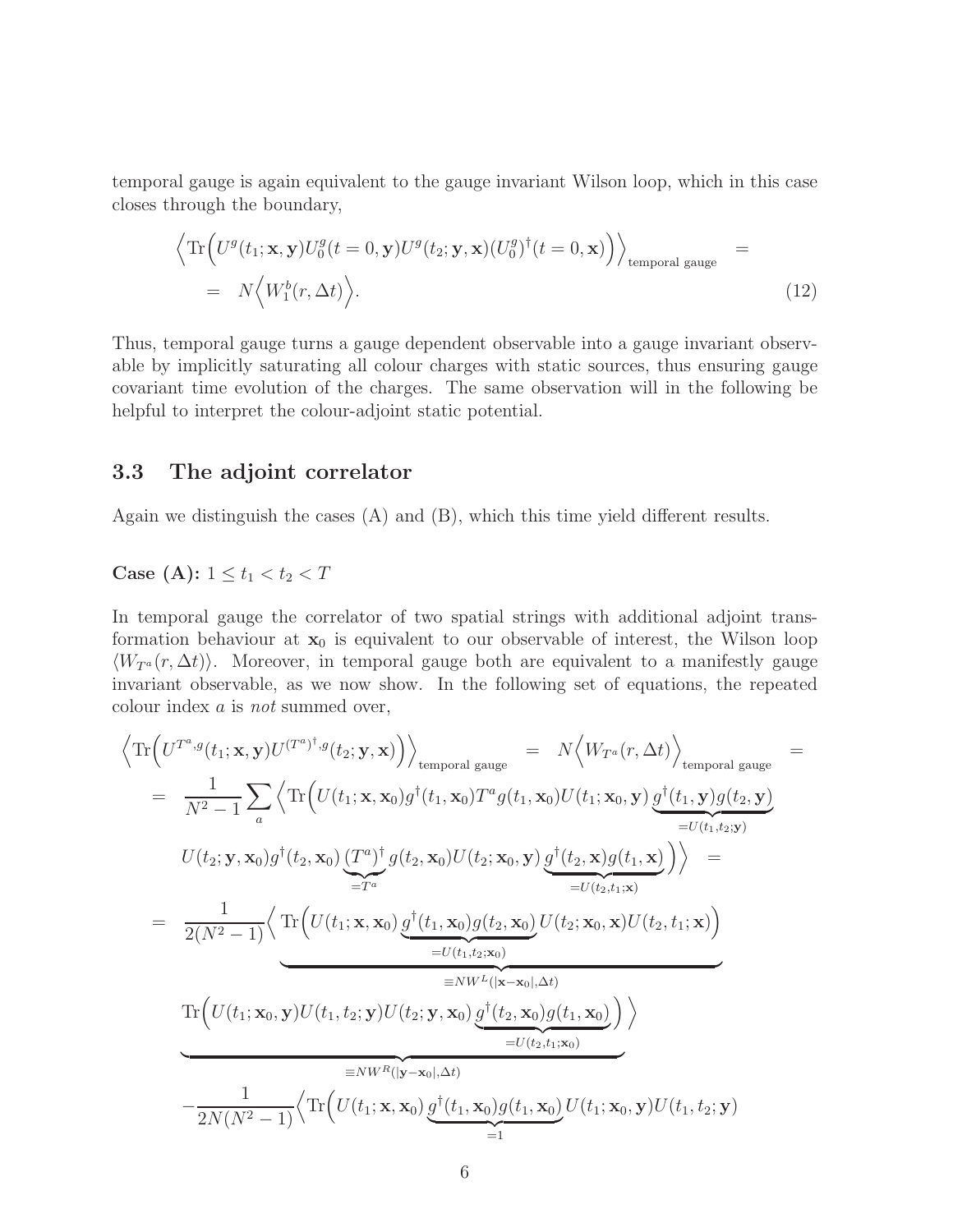temporal gauge is again equivalent to the gauge invariant Wilson loop, which in this case closes through the boundary,

$$
\begin{aligned}
&\Big\langle \mathrm{Tr}\Big(U^g(t_1;\mathbf{x},\mathbf{y})U_0^g(t=0,\mathbf{y})U^g(t_2;\mathbf{y},\mathbf{x})(U_0^g)^\dagger(t=0,\mathbf{x})\Big)\Big\rangle_{\text{temporal gauge}} \quad = \\
&\quad = \quad N\Big\langle W_1^b(r,\Delta t)\Big\rangle. \qquad (12)
\end{aligned}
$$

Thus, temporal gauge turns a gauge dependent observable into a gauge invariant observable by implicitly saturating all colour charges with static sources, thus ensuring gauge covariant time evolution of the charges. The same observation will in the following be helpful to interpret the colour-adjoint static potential.

### 3.3 The adjoint correlator

Again we distinguish the cases (A) and (B), which this time yield different results.

**Case (A):** $1 \leq t_1 < t_2 < T$

In temporal gauge the correlator of two spatial strings with additional adjoint transformation behaviour at $\mathbf{x}_0$ is equivalent to our observable of interest, the Wilson loop $\langle W_{T^a}(r,\Delta t)\rangle$. Moreover, in temporal gauge both are equivalent to a manifestly gauge invariant observable, as we now show. In the following set of equations, the repeated colour index $a$ is *not* summed over,

$$
\begin{aligned}
&\Big\langle \mathrm{Tr}\Big(U^{T^a,g}(t_1;\mathbf{x},\mathbf{y})U^{(T^a)^\dagger,g}(t_2;\mathbf{y},\mathbf{x})\Big)\Big\rangle_{\text{temporal gauge}} \quad = \quad N\Big\langle W_{T^a}(r,\Delta t)\Big\rangle_{\text{temporal gauge}} \quad = \\
&= \quad \frac{1}{N^2-1}\sum_a \Big\langle \mathrm{Tr}\Big(U(t_1;\mathbf{x},\mathbf{x}_0)g^\dagger(t_1,\mathbf{x}_0)T^a g(t_1,\mathbf{x}_0)U(t_1;\mathbf{x}_0,\mathbf{y})\underbrace{g^\dagger(t_1,\mathbf{y})g(t_2,\mathbf{y})}_{=U(t_1,t_2;\mathbf{y})} \\
&\qquad U(t_2;\mathbf{y},\mathbf{x}_0)g^\dagger(t_2,\mathbf{x}_0)\underbrace{(T^a)^\dagger}_{=T^a}g(t_2,\mathbf{x}_0)U(t_2;\mathbf{x}_0,\mathbf{y})\underbrace{g^\dagger(t_2,\mathbf{x})g(t_1,\mathbf{x})}_{=U(t_2,t_1;\mathbf{x})}\Big)\Big\rangle \quad = \\
&= \quad \frac{1}{2(N^2-1)}\Big\langle \underbrace{\mathrm{Tr}\Big(U(t_1;\mathbf{x},\mathbf{x}_0)\underbrace{g^\dagger(t_1,\mathbf{x}_0)g(t_2,\mathbf{x}_0)}_{=U(t_1,t_2;\mathbf{x}_0)}U(t_2;\mathbf{x}_0,\mathbf{x})U(t_2,t_1;\mathbf{x})\Big)}_{\equiv NW^L(|\mathbf{x}-\mathbf{x}_0|,\Delta t)} \\
&\qquad \underbrace{\mathrm{Tr}\Big(U(t_1;\mathbf{x}_0,\mathbf{y})U(t_1,t_2;\mathbf{y})U(t_2;\mathbf{y},\mathbf{x}_0)\underbrace{g^\dagger(t_2,\mathbf{x}_0)g(t_1,\mathbf{x}_0)}_{=U(t_2,t_1;\mathbf{x}_0)}\Big)}_{\equiv NW^R(|\mathbf{y}-\mathbf{x}_0|,\Delta t)}\Big\rangle \\
&\quad -\frac{1}{2N(N^2-1)}\Big\langle \mathrm{Tr}\Big(U(t_1;\mathbf{x},\mathbf{x}_0)\underbrace{g^\dagger(t_1,\mathbf{x}_0)g(t_1,\mathbf{x}_0)}_{=1}U(t_1;\mathbf{x}_0,\mathbf{y})U(t_1,t_2;\mathbf{y})
\end{aligned}
$$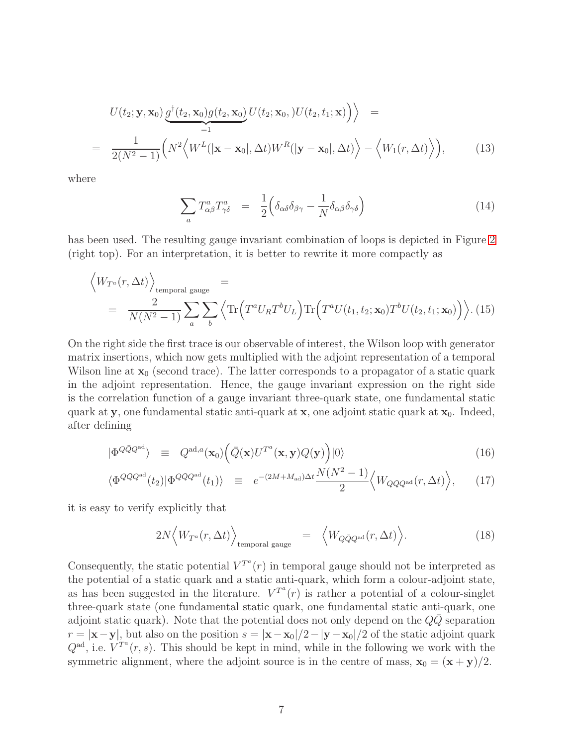$$
U(t_2; \mathbf{y}, \mathbf{x}_0) \underbrace{g^\dagger(t_2, \mathbf{x}_0) g(t_2, \mathbf{x}_0)}_{=1} U(t_2; \mathbf{x}_0, ) U(t_2, t_1; \mathbf{x}) \Big) \Big\rangle \quad =
$$

$$
= \quad \frac{1}{2(N^2-1)} \Big( N^2 \Big\langle W^L(|\mathbf{x} - \mathbf{x}_0|, \Delta t) W^R(|\mathbf{y} - \mathbf{x}_0|, \Delta t) \Big\rangle - \Big\langle W_1(r, \Delta t) \Big\rangle \Big), \tag{13}
$$

where

$$
\sum_a T^a_{\alpha\beta} T^a_{\gamma\delta} \quad = \quad \frac{1}{2} \Big( \delta_{\alpha\delta} \delta_{\beta\gamma} - \frac{1}{N} \delta_{\alpha\beta} \delta_{\gamma\delta} \Big) \tag{14}
$$

has been used. The resulting gauge invariant combination of loops is depicted in Figure 2 (right top). For an interpretation, it is better to rewrite it more compactly as

$$
\Big\langle W_{T^a}(r, \Delta t) \Big\rangle_{\text{temporal gauge}} \quad =
$$

$$
= \quad \frac{2}{N(N^2-1)} \sum_a \sum_b \Big\langle \mathrm{Tr}\Big( T^a U_R T^b U_L \Big) \mathrm{Tr}\Big( T^a U(t_1, t_2; \mathbf{x}_0) T^b U(t_2, t_1; \mathbf{x}_0) \Big) \Big\rangle. \tag{15}
$$

On the right side the first trace is our observable of interest, the Wilson loop with generator matrix insertions, which now gets multiplied with the adjoint representation of a temporal Wilson line at $\mathbf{x}_0$ (second trace). The latter corresponds to a propagator of a static quark in the adjoint representation. Hence, the gauge invariant expression on the right side is the correlation function of a gauge invariant three-quark state, one fundamental static quark at $\mathbf{y}$, one fundamental static anti-quark at $\mathbf{x}$, one adjoint static quark at $\mathbf{x}_0$. Indeed, after defining

$$
|\Phi^{Q\bar{Q}Q^{\text{ad}}}\rangle \quad \equiv \quad Q^{\text{ad},a}(\mathbf{x}_0) \Big( \bar{Q}(\mathbf{x}) U^{T^a}(\mathbf{x}, \mathbf{y}) Q(\mathbf{y}) \Big) |0\rangle \tag{16}
$$

$$
\langle \Phi^{Q\bar{Q}Q^{\text{ad}}}(t_2) | \Phi^{Q\bar{Q}Q^{\text{ad}}}(t_1) \rangle \quad \equiv \quad e^{-(2M + M_{\text{ad}})\Delta t} \frac{N(N^2-1)}{2} \Big\langle W_{Q\bar{Q}Q^{\text{ad}}}(r, \Delta t) \Big\rangle, \tag{17}
$$

it is easy to verify explicitly that

$$
2N \Big\langle W_{T^a}(r, \Delta t) \Big\rangle_{\text{temporal gauge}} \quad = \quad \Big\langle W_{Q\bar{Q}Q^{\text{ad}}}(r, \Delta t) \Big\rangle. \tag{18}
$$

Consequently, the static potential $V^{T^a}(r)$ in temporal gauge should not be interpreted as the potential of a static quark and a static anti-quark, which form a colour-adjoint state, as has been suggested in the literature. $V^{T^a}(r)$ is rather a potential of a colour-singlet three-quark state (one fundamental static quark, one fundamental static anti-quark, one adjoint static quark). Note that the potential does not only depend on the $Q\bar{Q}$ separation $r = |\mathbf{x} - \mathbf{y}|$, but also on the position $s = |\mathbf{x} - \mathbf{x}_0|/2 - |\mathbf{y} - \mathbf{x}_0|/2$ of the static adjoint quark $Q^{\text{ad}}$, i.e. $V^{T^a}(r, s)$. This should be kept in mind, while in the following we work with the symmetric alignment, where the adjoint source is in the centre of mass, $\mathbf{x}_0 = (\mathbf{x} + \mathbf{y})/2$.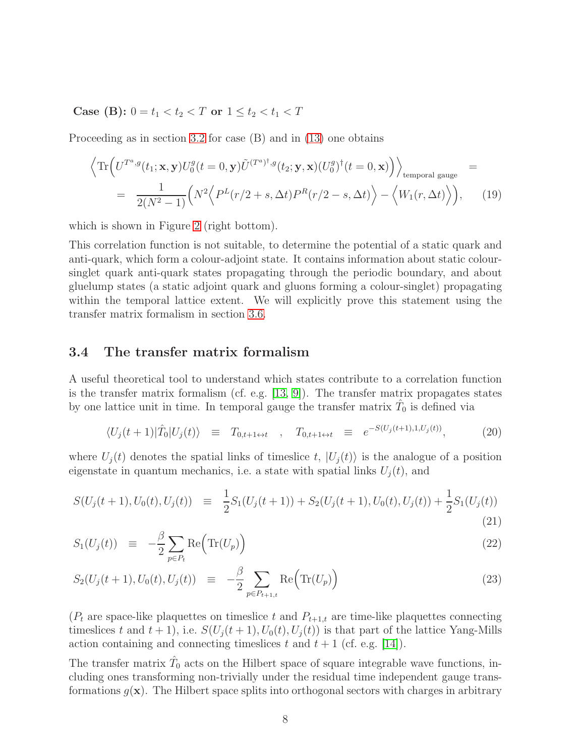**Case (B):** $0 = t_1 < t_2 < T$ **or** $1 \leq t_2 < t_1 < T$

Proceeding as in section 3.2 for case (B) and in (13) one obtains

$$\Big\langle \mathrm{Tr}\Big(U^{T^a,g}(t_1;\mathbf{x},\mathbf{y})U_0^g(t=0,\mathbf{y})\tilde{U}^{(T^a)^\dagger,g}(t_2;\mathbf{y},\mathbf{x})(U_0^g)^\dagger(t=0,\mathbf{x})\Big)\Big\rangle_{\text{temporal gauge}} =$$

$$= \frac{1}{2(N^2-1)}\Big(N^2\Big\langle P^L(r/2+s,\Delta t)P^R(r/2-s,\Delta t)\Big\rangle - \Big\langle W_1(r,\Delta t)\Big\rangle\Big), \qquad (19)$$

which is shown in Figure 2 (right bottom).

This correlation function is not suitable, to determine the potential of a static quark and anti-quark, which form a colour-adjoint state. It contains information about static colour-singlet quark anti-quark states propagating through the periodic boundary, and about gluelump states (a static adjoint quark and gluons forming a colour-singlet) propagating within the temporal lattice extent. We will explicitly prove this statement using the transfer matrix formalism in section 3.6.

## 3.4 The transfer matrix formalism

A useful theoretical tool to understand which states contribute to a correlation function is the transfer matrix formalism (cf. e.g. [13, 9]). The transfer matrix propagates states by one lattice unit in time. In temporal gauge the transfer matrix $\hat{T}_0$ is defined via

$$\langle U_j(t+1)|\hat{T}_0|U_j(t)\rangle \equiv T_{0,t+1\leftrightarrow t} \quad , \quad T_{0,t+1\leftrightarrow t} \equiv e^{-S(U_j(t+1),1,U_j(t))}, \qquad (20)$$

where $U_j(t)$ denotes the spatial links of timeslice $t$, $|U_j(t)\rangle$ is the analogue of a position eigenstate in quantum mechanics, i.e. a state with spatial links $U_j(t)$, and

$$S(U_j(t+1),U_0(t),U_j(t)) \equiv \frac{1}{2}S_1(U_j(t+1)) + S_2(U_j(t+1),U_0(t),U_j(t)) + \frac{1}{2}S_1(U_j(t)) \qquad (21)$$

$$S_1(U_j(t)) \equiv -\frac{\beta}{2}\sum_{p\in P_t}\mathrm{Re}\Big(\mathrm{Tr}(U_p)\Big) \qquad (22)$$

$$S_2(U_j(t+1),U_0(t),U_j(t)) \equiv -\frac{\beta}{2}\sum_{p\in P_{t+1,t}}\mathrm{Re}\Big(\mathrm{Tr}(U_p)\Big) \qquad (23)$$

($P_t$ are space-like plaquettes on timeslice $t$ and $P_{t+1,t}$ are time-like plaquettes connecting timeslices $t$ and $t+1$), i.e. $S(U_j(t+1),U_0(t),U_j(t))$ is that part of the lattice Yang-Mills action containing and connecting timeslices $t$ and $t+1$ (cf. e.g. [14]).

The transfer matrix $\hat{T}_0$ acts on the Hilbert space of square integrable wave functions, including ones transforming non-trivially under the residual time independent gauge transformations $g(\mathbf{x})$. The Hilbert space splits into orthogonal sectors with charges in arbitrary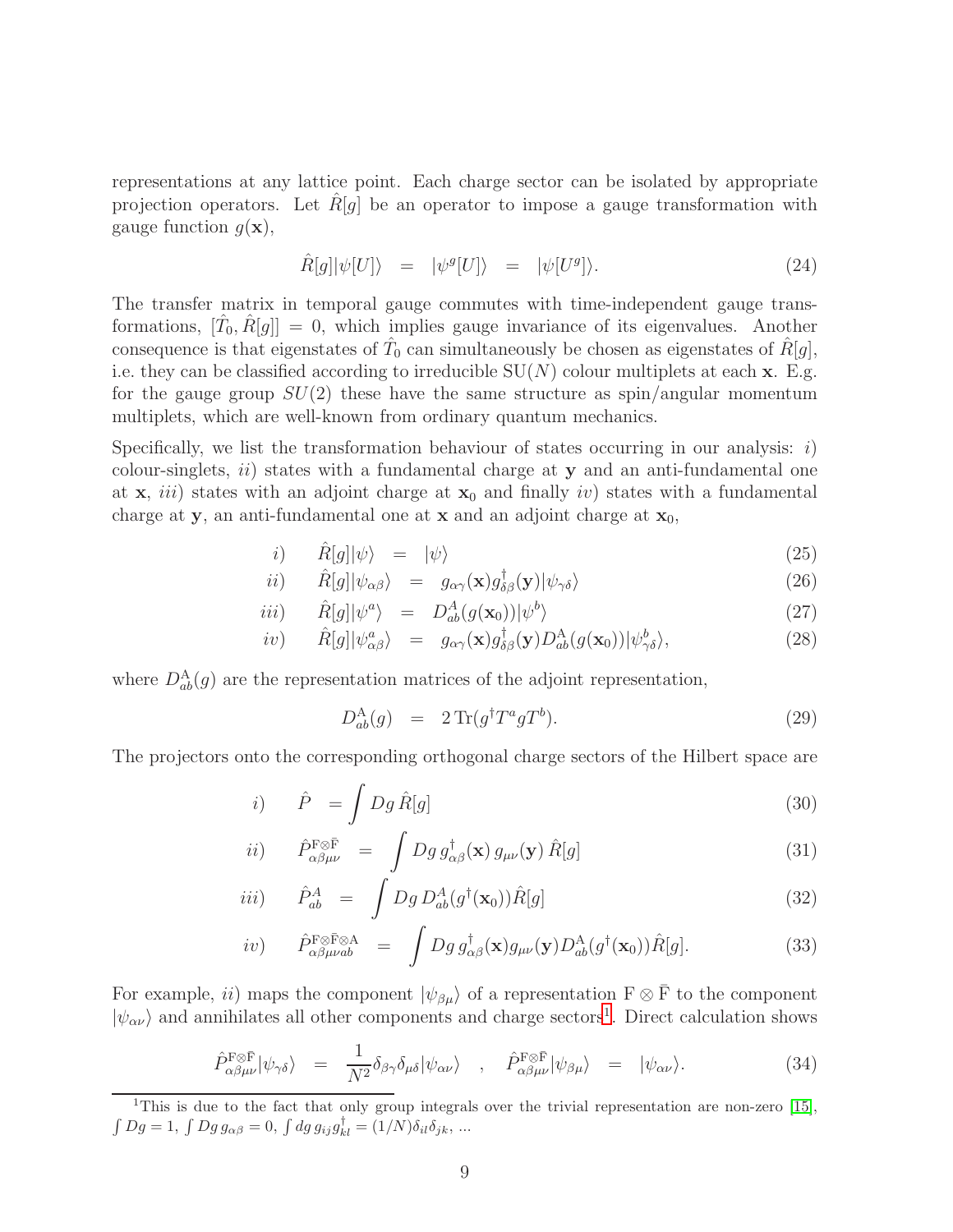representations at any lattice point. Each charge sector can be isolated by appropriate projection operators. Let $\hat{R}[g]$ be an operator to impose a gauge transformation with gauge function $g(\mathbf{x})$,

$$\hat{R}[g]|\psi[U]\rangle \;=\; |\psi^g[U]\rangle \;=\; |\psi[U^g]\rangle. \tag{24}$$

The transfer matrix in temporal gauge commutes with time-independent gauge transformations, $[\hat{T}_0, \hat{R}[g]] = 0$, which implies gauge invariance of its eigenvalues. Another consequence is that eigenstates of $\hat{T}_0$ can simultaneously be chosen as eigenstates of $\hat{R}[g]$, i.e. they can be classified according to irreducible SU($N$) colour multiplets at each $\mathbf{x}$. E.g. for the gauge group $SU(2)$ these have the same structure as spin/angular momentum multiplets, which are well-known from ordinary quantum mechanics.

Specifically, we list the transformation behaviour of states occurring in our analysis: *i)* colour-singlets, *ii)* states with a fundamental charge at $\mathbf{y}$ and an anti-fundamental one at $\mathbf{x}$, *iii)* states with an adjoint charge at $\mathbf{x}_0$ and finally *iv)* states with a fundamental charge at $\mathbf{y}$, an anti-fundamental one at $\mathbf{x}$ and an adjoint charge at $\mathbf{x}_0$,

$$i) \quad \hat{R}[g]|\psi\rangle \;=\; |\psi\rangle \tag{25}$$

$$ii) \quad \hat{R}[g]|\psi_{\alpha\beta}\rangle \;=\; g_{\alpha\gamma}(\mathbf{x})g^\dagger_{\delta\beta}(\mathbf{y})|\psi_{\gamma\delta}\rangle \tag{26}$$

$$iii) \quad \hat{R}[g]|\psi^a\rangle \;=\; D^A_{ab}(g(\mathbf{x}_0))|\psi^b\rangle \tag{27}$$

$$iv) \quad \hat{R}[g]|\psi^a_{\alpha\beta}\rangle \;=\; g_{\alpha\gamma}(\mathbf{x})g^\dagger_{\delta\beta}(\mathbf{y})D^{\mathrm{A}}_{ab}(g(\mathbf{x}_0))|\psi^b_{\gamma\delta}\rangle, \tag{28}$$

where $D^{\mathrm{A}}_{ab}(g)$ are the representation matrices of the adjoint representation,

$$D^{\mathrm{A}}_{ab}(g) \;=\; 2\,\mathrm{Tr}(g^\dagger T^a g T^b). \tag{29}$$

The projectors onto the corresponding orthogonal charge sectors of the Hilbert space are

$$i) \quad \hat{P} \;=\int Dg\,\hat{R}[g] \tag{30}$$

$$ii) \quad \hat{P}^{\mathrm{F}\otimes\bar{\mathrm{F}}}_{\alpha\beta\mu\nu} \;=\; \int Dg\, g^\dagger_{\alpha\beta}(\mathbf{x})\, g_{\mu\nu}(\mathbf{y})\, \hat{R}[g] \tag{31}$$

$$iii) \quad \hat{P}^A_{ab} \;=\; \int Dg\, D^A_{ab}(g^\dagger(\mathbf{x}_0))\hat{R}[g] \tag{32}$$

$$iv) \quad \hat{P}^{\mathrm{F}\otimes\bar{\mathrm{F}}\otimes\mathrm{A}}_{\alpha\beta\mu\nu ab} \;=\; \int Dg\, g^\dagger_{\alpha\beta}(\mathbf{x})g_{\mu\nu}(\mathbf{y})D^{\mathrm{A}}_{ab}(g^\dagger(\mathbf{x}_0))\hat{R}[g]. \tag{33}$$

For example, *ii)* maps the component $|\psi_{\beta\mu}\rangle$ of a representation $\mathrm{F}\otimes\bar{\mathrm{F}}$ to the component $|\psi_{\alpha\nu}\rangle$ and annihilates all other components and charge sectors[1]. Direct calculation shows

$$\hat{P}^{\mathrm{F}\otimes\bar{\mathrm{F}}}_{\alpha\beta\mu\nu}|\psi_{\gamma\delta}\rangle \;=\; \frac{1}{N^2}\delta_{\beta\gamma}\delta_{\mu\delta}|\psi_{\alpha\nu}\rangle \quad , \quad \hat{P}^{\mathrm{F}\otimes\bar{\mathrm{F}}}_{\alpha\beta\mu\nu}|\psi_{\beta\mu}\rangle \;=\; |\psi_{\alpha\nu}\rangle. \tag{34}$$

[1] This is due to the fact that only group integrals over the trivial representation are non-zero [15], $\int Dg = 1$, $\int Dg\, g_{\alpha\beta} = 0$, $\int dg\, g_{ij}g^\dagger_{kl} = (1/N)\delta_{il}\delta_{jk}$, ...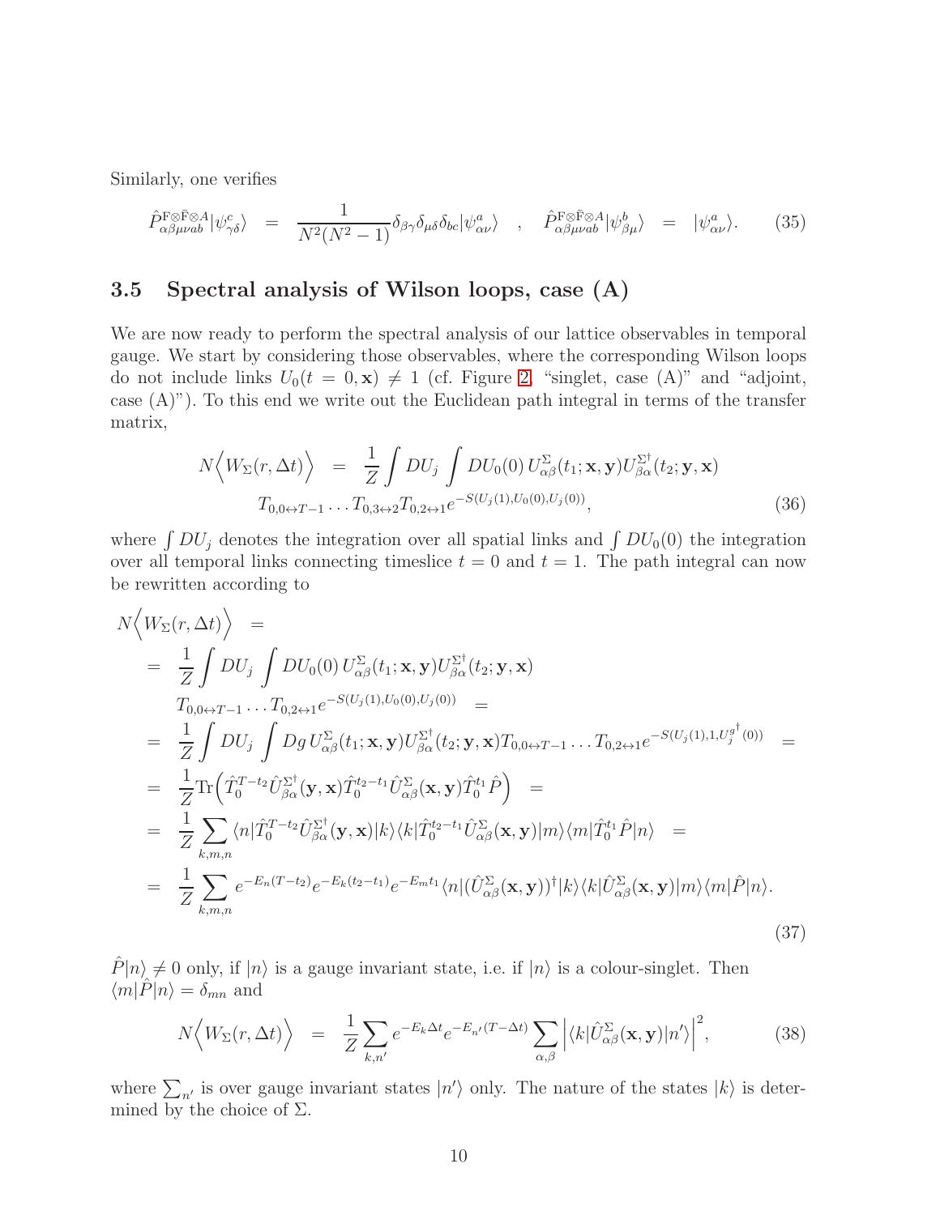Similarly, one verifies

$$\hat{P}^{\mathrm{F}\otimes\bar{\mathrm{F}}\otimes A}_{\alpha\beta\mu\nu ab}|\psi^c_{\gamma\delta}\rangle \;\; = \;\; \frac{1}{N^2(N^2-1)}\delta_{\beta\gamma}\delta_{\mu\delta}\delta_{bc}|\psi^a_{\alpha\nu}\rangle \quad , \quad \hat{P}^{\mathrm{F}\otimes\bar{\mathrm{F}}\otimes A}_{\alpha\beta\mu\nu ab}|\psi^b_{\beta\mu}\rangle \;\; = \;\; |\psi^a_{\alpha\nu}\rangle. \tag{35}$$

### 3.5 Spectral analysis of Wilson loops, case (A)

We are now ready to perform the spectral analysis of our lattice observables in temporal gauge. We start by considering those observables, where the corresponding Wilson loops do not include links $U_0(t=0,\mathbf{x}) \neq 1$ (cf. Figure 2, "singlet, case (A)" and "adjoint, case (A)"). To this end we write out the Euclidean path integral in terms of the transfer matrix,

$$\begin{aligned} N\Big\langle W_\Sigma(r,\Delta t)\Big\rangle \;\; &= \;\; \frac{1}{Z}\int DU_j \int DU_0(0)\, U^\Sigma_{\alpha\beta}(t_1;\mathbf{x},\mathbf{y})U^{\Sigma\dagger}_{\beta\alpha}(t_2;\mathbf{y},\mathbf{x}) \\ &\qquad T_{0,0\leftrightarrow T-1}\dots T_{0,3\leftrightarrow 2}T_{0,2\leftrightarrow 1}e^{-S(U_j(1),U_0(0),U_j(0))}, \end{aligned} \tag{36}$$

where $\int DU_j$ denotes the integration over all spatial links and $\int DU_0(0)$ the integration over all temporal links connecting timeslice $t=0$ and $t=1$. The path integral can now be rewritten according to

$$\begin{aligned} N\Big\langle W_\Sigma(r,\Delta t)\Big\rangle \;\; &= \\ &= \;\; \frac{1}{Z}\int DU_j \int DU_0(0)\, U^\Sigma_{\alpha\beta}(t_1;\mathbf{x},\mathbf{y})U^{\Sigma\dagger}_{\beta\alpha}(t_2;\mathbf{y},\mathbf{x}) \\ &\qquad T_{0,0\leftrightarrow T-1}\dots T_{0,2\leftrightarrow 1}e^{-S(U_j(1),U_0(0),U_j(0))} \;\; = \\ &= \;\; \frac{1}{Z}\int DU_j \int Dg\, U^\Sigma_{\alpha\beta}(t_1;\mathbf{x},\mathbf{y})U^{\Sigma\dagger}_{\beta\alpha}(t_2;\mathbf{y},\mathbf{x})T_{0,0\leftrightarrow T-1}\dots T_{0,2\leftrightarrow 1}e^{-S(U_j(1),1,U_j^{g^\dagger}(0))} \;\; = \\ &= \;\; \frac{1}{Z}\mathrm{Tr}\Big(\hat{T}_0^{T-t_2}\hat{U}^{\Sigma\dagger}_{\beta\alpha}(\mathbf{y},\mathbf{x})\hat{T}_0^{t_2-t_1}\hat{U}^\Sigma_{\alpha\beta}(\mathbf{x},\mathbf{y})\hat{T}_0^{t_1}\hat{P}\Big) \;\; = \\ &= \;\; \frac{1}{Z}\sum_{k,m,n}\langle n|\hat{T}_0^{T-t_2}\hat{U}^{\Sigma\dagger}_{\beta\alpha}(\mathbf{y},\mathbf{x})|k\rangle\langle k|\hat{T}_0^{t_2-t_1}\hat{U}^\Sigma_{\alpha\beta}(\mathbf{x},\mathbf{y})|m\rangle\langle m|\hat{T}_0^{t_1}\hat{P}|n\rangle \;\; = \\ &= \;\; \frac{1}{Z}\sum_{k,m,n}e^{-E_n(T-t_2)}e^{-E_k(t_2-t_1)}e^{-E_m t_1}\langle n|(\hat{U}^\Sigma_{\alpha\beta}(\mathbf{x},\mathbf{y}))^\dagger|k\rangle\langle k|\hat{U}^\Sigma_{\alpha\beta}(\mathbf{x},\mathbf{y})|m\rangle\langle m|\hat{P}|n\rangle. \end{aligned} \tag{37}$$

$\hat{P}|n\rangle \neq 0$ only, if $|n\rangle$ is a gauge invariant state, i.e. if $|n\rangle$ is a colour-singlet. Then $\langle m|\hat{P}|n\rangle = \delta_{mn}$ and

$$N\Big\langle W_\Sigma(r,\Delta t)\Big\rangle \;\; = \;\; \frac{1}{Z}\sum_{k,n'}e^{-E_k\Delta t}e^{-E_{n'}(T-\Delta t)}\sum_{\alpha,\beta}\Big|\langle k|\hat{U}^\Sigma_{\alpha\beta}(\mathbf{x},\mathbf{y})|n'\rangle\Big|^2, \tag{38}$$

where $\sum_{n'}$ is over gauge invariant states $|n'\rangle$ only. The nature of the states $|k\rangle$ is determined by the choice of $\Sigma$.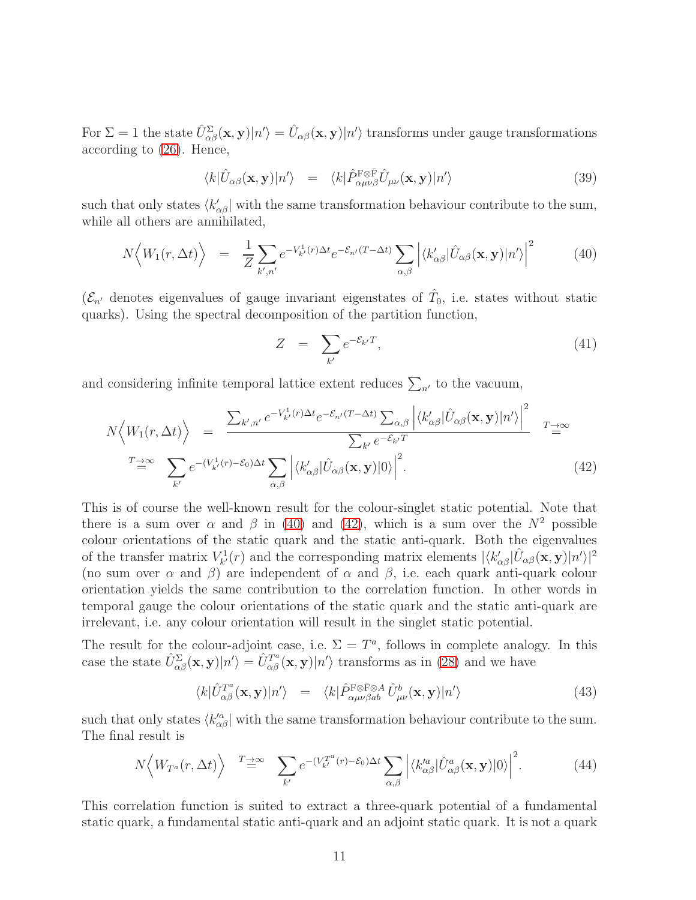For $\Sigma = 1$ the state $\hat{U}^{\Sigma}_{\alpha\beta}(\mathbf{x},\mathbf{y})|n'\rangle = \hat{U}_{\alpha\beta}(\mathbf{x},\mathbf{y})|n'\rangle$ transforms under gauge transformations according to (26). Hence,

$$\langle k|\hat{U}_{\alpha\beta}(\mathbf{x},\mathbf{y})|n'\rangle \quad = \quad \langle k|\hat{P}^{\mathrm{F}\otimes\bar{\mathrm{F}}}_{\alpha\mu\nu\beta}\hat{U}_{\mu\nu}(\mathbf{x},\mathbf{y})|n'\rangle \tag{39}$$

such that only states $\langle k'_{\alpha\beta}|$ with the same transformation behaviour contribute to the sum, while all others are annihilated,

$$N\Big\langle W_1(r,\Delta t)\Big\rangle \quad = \quad \frac{1}{Z}\sum_{k',n'} e^{-V^1_{k'}(r)\Delta t} e^{-\mathcal{E}_{n'}(T-\Delta t)} \sum_{\alpha,\beta}\Big|\langle k'_{\alpha\beta}|\hat{U}_{\alpha\beta}(\mathbf{x},\mathbf{y})|n'\rangle\Big|^2 \tag{40}$$

($\mathcal{E}_{n'}$ denotes eigenvalues of gauge invariant eigenstates of $\hat{T}_0$, i.e. states without static quarks). Using the spectral decomposition of the partition function,

$$Z \quad = \quad \sum_{k'} e^{-\mathcal{E}_{k'}T}, \tag{41}$$

and considering infinite temporal lattice extent reduces $\sum_{n'}$ to the vacuum,

$$\begin{aligned} N\Big\langle W_1(r,\Delta t)\Big\rangle \quad &= \quad \frac{\sum_{k',n'} e^{-V^1_{k'}(r)\Delta t} e^{-\mathcal{E}_{n'}(T-\Delta t)} \sum_{\alpha,\beta}\Big|\langle k'_{\alpha\beta}|\hat{U}_{\alpha\beta}(\mathbf{x},\mathbf{y})|n'\rangle\Big|^2}{\sum_{k'} e^{-\mathcal{E}_{k'}T}} \quad \overset{T\to\infty}{=} \\ &\overset{T\to\infty}{=} \quad \sum_{k'} e^{-(V^1_{k'}(r)-\mathcal{E}_0)\Delta t}\sum_{\alpha,\beta}\Big|\langle k'_{\alpha\beta}|\hat{U}_{\alpha\beta}(\mathbf{x},\mathbf{y})|0\rangle\Big|^2. \end{aligned} \tag{42}$$

This is of course the well-known result for the colour-singlet static potential. Note that there is a sum over $\alpha$ and $\beta$ in (40) and (42), which is a sum over the $N^2$ possible colour orientations of the static quark and the static anti-quark. Both the eigenvalues of the transfer matrix $V^1_{k'}(r)$ and the corresponding matrix elements $|\langle k'_{\alpha\beta}|\hat{U}_{\alpha\beta}(\mathbf{x},\mathbf{y})|n'\rangle|^2$ (no sum over $\alpha$ and $\beta$) are independent of $\alpha$ and $\beta$, i.e. each quark anti-quark colour orientation yields the same contribution to the correlation function. In other words in temporal gauge the colour orientations of the static quark and the static anti-quark are irrelevant, i.e. any colour orientation will result in the singlet static potential.

The result for the colour-adjoint case, i.e. $\Sigma = T^a$, follows in complete analogy. In this case the state $\hat{U}^{\Sigma}_{\alpha\beta}(\mathbf{x},\mathbf{y})|n'\rangle = \hat{U}^{T^a}_{\alpha\beta}(\mathbf{x},\mathbf{y})|n'\rangle$ transforms as in (28) and we have

$$\langle k|\hat{U}^{T^a}_{\alpha\beta}(\mathbf{x},\mathbf{y})|n'\rangle \quad = \quad \langle k|\hat{P}^{\mathrm{F}\otimes\bar{\mathrm{F}}\otimes A}_{\alpha\mu\nu\beta ab}\,\hat{U}^b_{\mu\nu}(\mathbf{x},\mathbf{y})|n'\rangle \tag{43}$$

such that only states $\langle k'^a_{\alpha\beta}|$ with the same transformation behaviour contribute to the sum. The final result is

$$N\Big\langle W_{T^a}(r,\Delta t)\Big\rangle \quad \overset{T\to\infty}{=} \quad \sum_{k'} e^{-(V^{T^a}_{k'}(r)-\mathcal{E}_0)\Delta t}\sum_{\alpha,\beta}\Big|\langle k'^a_{\alpha\beta}|\hat{U}^a_{\alpha\beta}(\mathbf{x},\mathbf{y})|0\rangle\Big|^2. \tag{44}$$

This correlation function is suited to extract a three-quark potential of a fundamental static quark, a fundamental static anti-quark and an adjoint static quark. It is not a quark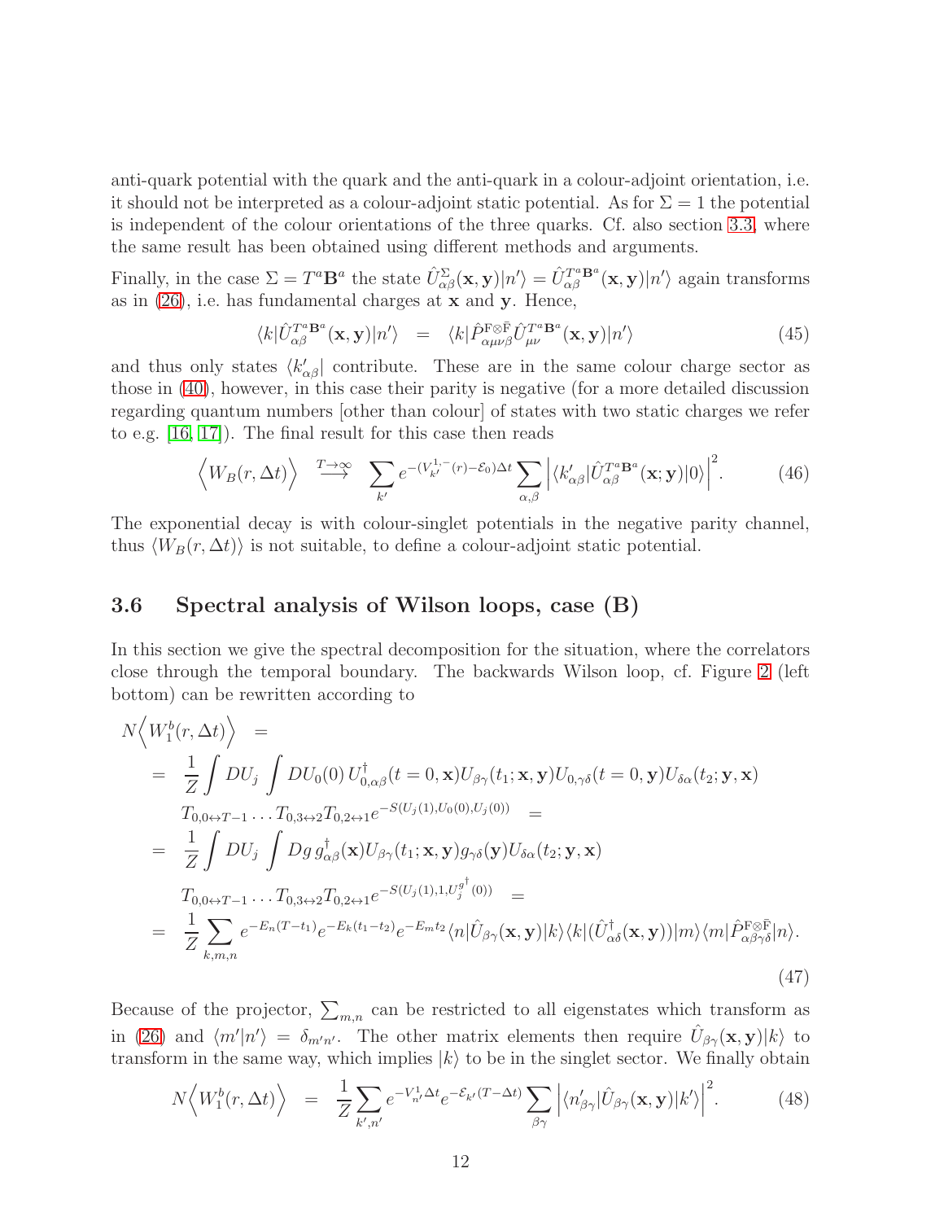anti-quark potential with the quark and the anti-quark in a colour-adjoint orientation, i.e. it should not be interpreted as a colour-adjoint static potential. As for $\Sigma = 1$ the potential is independent of the colour orientations of the three quarks. Cf. also section 3.3, where the same result has been obtained using different methods and arguments.

Finally, in the case $\Sigma = T^a \mathbf{B}^a$ the state $\hat{U}^{\Sigma}_{\alpha\beta}(\mathbf{x},\mathbf{y})|n'\rangle = \hat{U}^{T^a\mathbf{B}^a}_{\alpha\beta}(\mathbf{x},\mathbf{y})|n'\rangle$ again transforms as in (26), i.e. has fundamental charges at $\mathbf{x}$ and $\mathbf{y}$. Hence,

$$\langle k|\hat{U}^{T^a\mathbf{B}^a}_{\alpha\beta}(\mathbf{x},\mathbf{y})|n'\rangle \;\;=\;\; \langle k|\hat{P}^{\mathrm{F}\otimes\bar{\mathrm{F}}}_{\alpha\mu\nu\beta}\hat{U}^{T^a\mathbf{B}^a}_{\mu\nu}(\mathbf{x},\mathbf{y})|n'\rangle \tag{45}$$

and thus only states $\langle k'_{\alpha\beta}|$ contribute. These are in the same colour charge sector as those in (40), however, in this case their parity is negative (for a more detailed discussion regarding quantum numbers [other than colour] of states with two static charges we refer to e.g. [16, 17]). The final result for this case then reads

$$\Big\langle W_B(r,\Delta t)\Big\rangle \;\;\stackrel{T\to\infty}{\longrightarrow}\;\; \sum_{k'} e^{-(V^{1,-}_{k'}(r)-\mathcal{E}_0)\Delta t}\sum_{\alpha,\beta}\Big|\langle k'_{\alpha\beta}|\hat{U}^{T^a\mathbf{B}^a}_{\alpha\beta}(\mathbf{x};\mathbf{y})|0\rangle\Big|^2. \tag{46}$$

The exponential decay is with colour-singlet potentials in the negative parity channel, thus $\langle W_B(r,\Delta t)\rangle$ is not suitable, to define a colour-adjoint static potential.

### 3.6 Spectral analysis of Wilson loops, case (B)

In this section we give the spectral decomposition for the situation, where the correlators close through the temporal boundary. The backwards Wilson loop, cf. Figure 2 (left bottom) can be rewritten according to

$$\begin{aligned}
N\Big\langle W^b_1(r,\Delta t)\Big\rangle \;\;&= \\
&= \;\;\frac{1}{Z}\int DU_j \int DU_0(0)\, U^\dagger_{0,\alpha\beta}(t=0,\mathbf{x})U_{\beta\gamma}(t_1;\mathbf{x},\mathbf{y})U_{0,\gamma\delta}(t=0,\mathbf{y})U_{\delta\alpha}(t_2;\mathbf{y},\mathbf{x}) \\
&\quad\;\; T_{0,0\leftrightarrow T-1}\ldots T_{0,3\leftrightarrow 2}T_{0,2\leftrightarrow 1}e^{-S(U_j(1),U_0(0),U_j(0))} \;\;= \\
&= \;\;\frac{1}{Z}\int DU_j \int Dg\, g^\dagger_{\alpha\beta}(\mathbf{x})U_{\beta\gamma}(t_1;\mathbf{x},\mathbf{y})g_{\gamma\delta}(\mathbf{y})U_{\delta\alpha}(t_2;\mathbf{y},\mathbf{x}) \\
&\quad\;\; T_{0,0\leftrightarrow T-1}\ldots T_{0,3\leftrightarrow 2}T_{0,2\leftrightarrow 1}e^{-S(U_j(1),1,U^{g^\dagger}_j(0))} \;\;= \\
&= \;\;\frac{1}{Z}\sum_{k,m,n} e^{-E_n(T-t_1)}e^{-E_k(t_1-t_2)}e^{-E_m t_2}\langle n|\hat{U}_{\beta\gamma}(\mathbf{x},\mathbf{y})|k\rangle\langle k|(\hat{U}^\dagger_{\alpha\delta}(\mathbf{x},\mathbf{y}))|m\rangle\langle m|\hat{P}^{\mathrm{F}\otimes\bar{\mathrm{F}}}_{\alpha\beta\gamma\delta}|n\rangle.
\end{aligned} \tag{47}$$

Because of the projector, $\sum_{m,n}$ can be restricted to all eigenstates which transform as in (26) and $\langle m'|n'\rangle = \delta_{m'n'}$. The other matrix elements then require $\hat{U}_{\beta\gamma}(\mathbf{x},\mathbf{y})|k\rangle$ to transform in the same way, which implies $|k\rangle$ to be in the singlet sector. We finally obtain

$$N\Big\langle W^b_1(r,\Delta t)\Big\rangle \;\;=\;\; \frac{1}{Z}\sum_{k',n'} e^{-V^1_{n'}\Delta t}e^{-\mathcal{E}_{k'}(T-\Delta t)}\sum_{\beta\gamma}\Big|\langle n'_{\beta\gamma}|\hat{U}_{\beta\gamma}(\mathbf{x},\mathbf{y})|k'\rangle\Big|^2. \tag{48}$$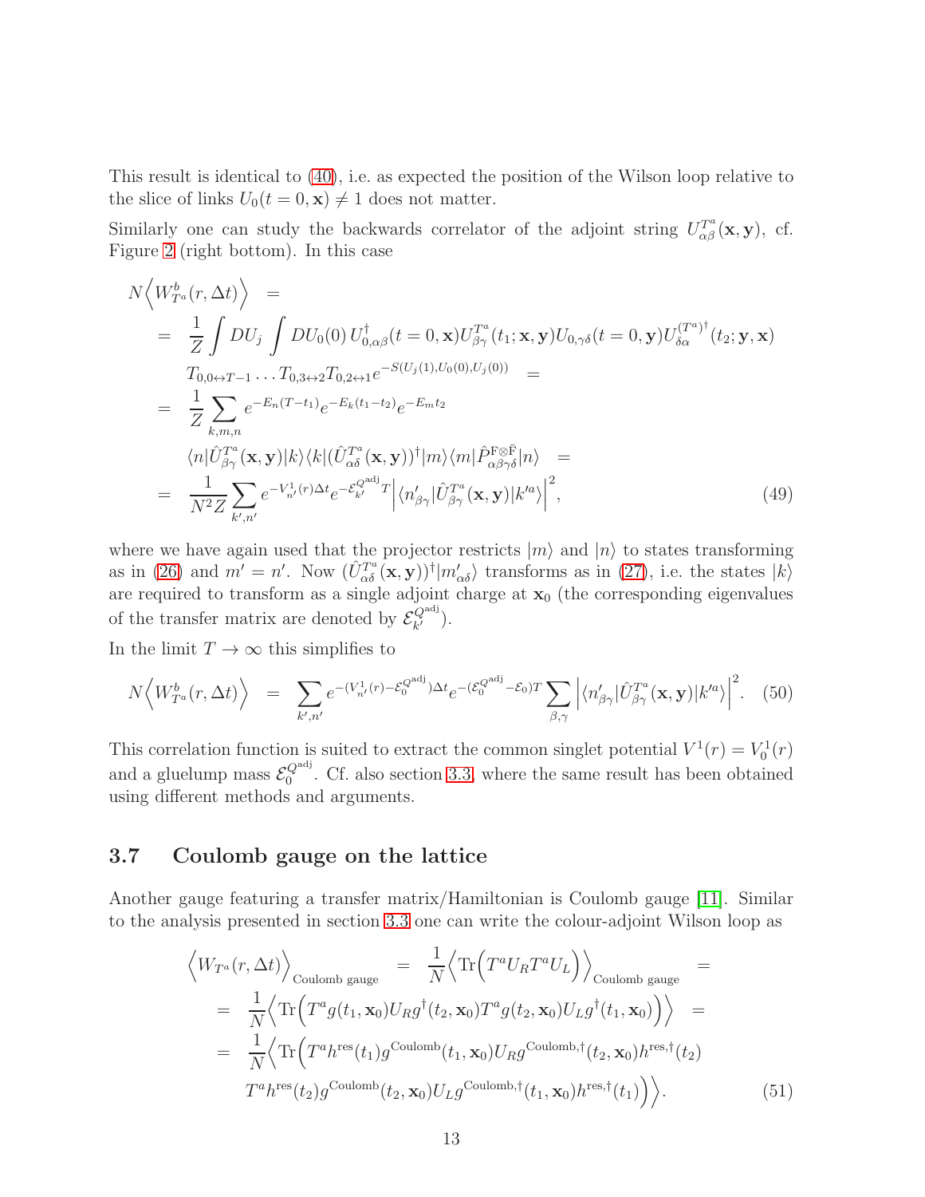This result is identical to (40), i.e. as expected the position of the Wilson loop relative to the slice of links $U_0(t=0,\mathbf{x}) \neq 1$ does not matter.

Similarly one can study the backwards correlator of the adjoint string $U^{T^a}_{\alpha\beta}(\mathbf{x},\mathbf{y})$, cf. Figure 2 (right bottom). In this case

$$
\begin{aligned}
N\Big\langle W^b_{T^a}(r,\Delta t)\Big\rangle &= \\
&= \frac{1}{Z}\int DU_j \int DU_0(0)\, U^\dagger_{0,\alpha\beta}(t=0,\mathbf{x}) U^{T^a}_{\beta\gamma}(t_1;\mathbf{x},\mathbf{y}) U_{0,\gamma\delta}(t=0,\mathbf{y}) U^{(T^a)^\dagger}_{\delta\alpha}(t_2;\mathbf{y},\mathbf{x}) \\
&\quad\; T_{0,0\leftrightarrow T-1}\ldots T_{0,3\leftrightarrow 2} T_{0,2\leftrightarrow 1} e^{-S(U_j(1),U_0(0),U_j(0))} \quad = \\
&= \frac{1}{Z}\sum_{k,m,n} e^{-E_n(T-t_1)} e^{-E_k(t_1-t_2)} e^{-E_m t_2} \\
&\quad\; \langle n|\hat{U}^{T^a}_{\beta\gamma}(\mathbf{x},\mathbf{y})|k\rangle\langle k|(\hat{U}^{T^a}_{\alpha\delta}(\mathbf{x},\mathbf{y}))^\dagger|m\rangle\langle m|\hat{P}^{\mathrm{F}\otimes\bar{\mathrm{F}}}_{\alpha\beta\gamma\delta}|n\rangle \quad = \\
&= \frac{1}{N^2 Z}\sum_{k',n'} e^{-V^1_{n'}(r)\Delta t} e^{-\mathcal{E}^{Q^{\mathrm{adj}}}_{k'} T}\Big|\langle n'_{\beta\gamma}|\hat{U}^{T^a}_{\beta\gamma}(\mathbf{x},\mathbf{y})|k'^a\rangle\Big|^2,
\end{aligned}
\tag{49}
$$

where we have again used that the projector restricts $|m\rangle$ and $|n\rangle$ to states transforming as in (26) and $m'=n'$. Now $(\hat{U}^{T^a}_{\alpha\delta}(\mathbf{x},\mathbf{y}))^\dagger|m'_{\alpha\delta}\rangle$ transforms as in (27), i.e. the states $|k\rangle$ are required to transform as a single adjoint charge at $\mathbf{x}_0$ (the corresponding eigenvalues of the transfer matrix are denoted by $\mathcal{E}^{Q^{\mathrm{adj}}}_{k'}$).

In the limit $T\to\infty$ this simplifies to

$$
N\Big\langle W^b_{T^a}(r,\Delta t)\Big\rangle = \sum_{k',n'} e^{-(V^1_{n'}(r)-\mathcal{E}^{Q^{\mathrm{adj}}}_0)\Delta t} e^{-(\mathcal{E}^{Q^{\mathrm{adj}}}_0-\mathcal{E}_0)T}\sum_{\beta,\gamma}\Big|\langle n'_{\beta\gamma}|\hat{U}^{T^a}_{\beta\gamma}(\mathbf{x},\mathbf{y})|k'^a\rangle\Big|^2. \tag{50}
$$

This correlation function is suited to extract the common singlet potential $V^1(r)=V^1_0(r)$ and a gluelump mass $\mathcal{E}^{Q^{\mathrm{adj}}}_0$. Cf. also section 3.3, where the same result has been obtained using different methods and arguments.

### 3.7 Coulomb gauge on the lattice

Another gauge featuring a transfer matrix/Hamiltonian is Coulomb gauge [11]. Similar to the analysis presented in section 3.3 one can write the colour-adjoint Wilson loop as

$$
\begin{aligned}
\Big\langle W_{T^a}(r,\Delta t)\Big\rangle_{\text{Coulomb gauge}} &= \frac{1}{N}\Big\langle \mathrm{Tr}\Big(T^a U_R T^a U_L\Big)\Big\rangle_{\text{Coulomb gauge}} = \\
&= \frac{1}{N}\Big\langle \mathrm{Tr}\Big(T^a g(t_1,\mathbf{x}_0) U_R g^\dagger(t_2,\mathbf{x}_0) T^a g(t_2,\mathbf{x}_0) U_L g^\dagger(t_1,\mathbf{x}_0)\Big)\Big\rangle = \\
&= \frac{1}{N}\Big\langle \mathrm{Tr}\Big(T^a h^{\mathrm{res}}(t_1) g^{\mathrm{Coulomb}}(t_1,\mathbf{x}_0) U_R g^{\mathrm{Coulomb},\dagger}(t_2,\mathbf{x}_0) h^{\mathrm{res},\dagger}(t_2) \\
&\quad\; T^a h^{\mathrm{res}}(t_2) g^{\mathrm{Coulomb}}(t_2,\mathbf{x}_0) U_L g^{\mathrm{Coulomb},\dagger}(t_1,\mathbf{x}_0) h^{\mathrm{res},\dagger}(t_1)\Big)\Big\rangle.
\end{aligned}
\tag{51}
$$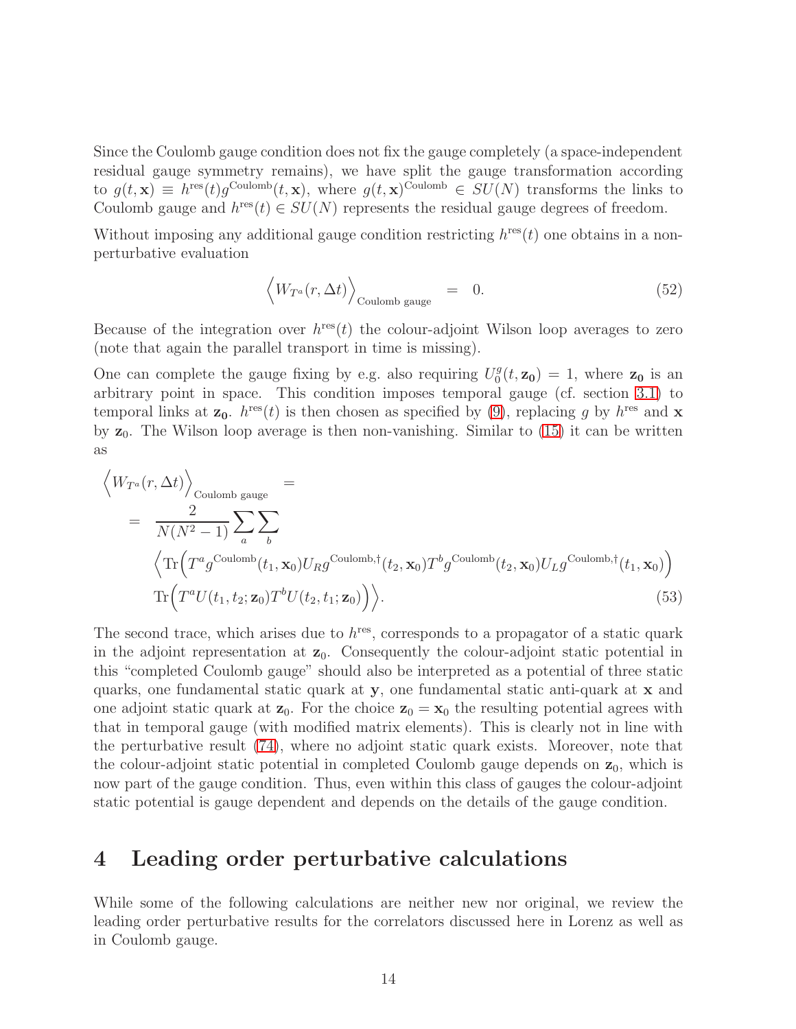Since the Coulomb gauge condition does not fix the gauge completely (a space-independent residual gauge symmetry remains), we have split the gauge transformation according to $g(t,\mathbf{x}) \equiv h^{\text{res}}(t) g^{\text{Coulomb}}(t,\mathbf{x})$, where $g(t,\mathbf{x})^{\text{Coulomb}} \in SU(N)$ transforms the links to Coulomb gauge and $h^{\text{res}}(t) \in SU(N)$ represents the residual gauge degrees of freedom.

Without imposing any additional gauge condition restricting $h^{\text{res}}(t)$ one obtains in a non-perturbative evaluation

$$\Big\langle W_{T^a}(r,\Delta t)\Big\rangle_{\text{Coulomb gauge}} \;=\; 0. \tag{52}$$

Because of the integration over $h^{\text{res}}(t)$ the colour-adjoint Wilson loop averages to zero (note that again the parallel transport in time is missing).

One can complete the gauge fixing by e.g. also requiring $U_0^g(t,\mathbf{z_0}) = 1$, where $\mathbf{z_0}$ is an arbitrary point in space. This condition imposes temporal gauge (cf. section 3.1) to temporal links at $\mathbf{z_0}$. $h^{\text{res}}(t)$ is then chosen as specified by (9), replacing $g$ by $h^{\text{res}}$ and $\mathbf{x}$ by $\mathbf{z}_0$. The Wilson loop average is then non-vanishing. Similar to (15) it can be written as

$$\begin{aligned}
&\Big\langle W_{T^a}(r,\Delta t)\Big\rangle_{\text{Coulomb gauge}} = \\
&= \frac{2}{N(N^2-1)} \sum_a \sum_b \\
&\quad \Big\langle \mathrm{Tr}\Big(T^a g^{\text{Coulomb}}(t_1,\mathbf{x}_0) U_R g^{\text{Coulomb},\dagger}(t_2,\mathbf{x}_0) T^b g^{\text{Coulomb}}(t_2,\mathbf{x}_0) U_L g^{\text{Coulomb},\dagger}(t_1,\mathbf{x}_0)\Big) \\
&\quad \mathrm{Tr}\Big(T^a U(t_1,t_2;\mathbf{z}_0) T^b U(t_2,t_1;\mathbf{z}_0)\Big)\Big\rangle.
\end{aligned} \tag{53}$$

The second trace, which arises due to $h^{\text{res}}$, corresponds to a propagator of a static quark in the adjoint representation at $\mathbf{z}_0$. Consequently the colour-adjoint static potential in this "completed Coulomb gauge" should also be interpreted as a potential of three static quarks, one fundamental static quark at $\mathbf{y}$, one fundamental static anti-quark at $\mathbf{x}$ and one adjoint static quark at $\mathbf{z}_0$. For the choice $\mathbf{z}_0 = \mathbf{x}_0$ the resulting potential agrees with that in temporal gauge (with modified matrix elements). This is clearly not in line with the perturbative result (74), where no adjoint static quark exists. Moreover, note that the colour-adjoint static potential in completed Coulomb gauge depends on $\mathbf{z}_0$, which is now part of the gauge condition. Thus, even within this class of gauges the colour-adjoint static potential is gauge dependent and depends on the details of the gauge condition.

# 4 Leading order perturbative calculations

While some of the following calculations are neither new nor original, we review the leading order perturbative results for the correlators discussed here in Lorenz as well as in Coulomb gauge.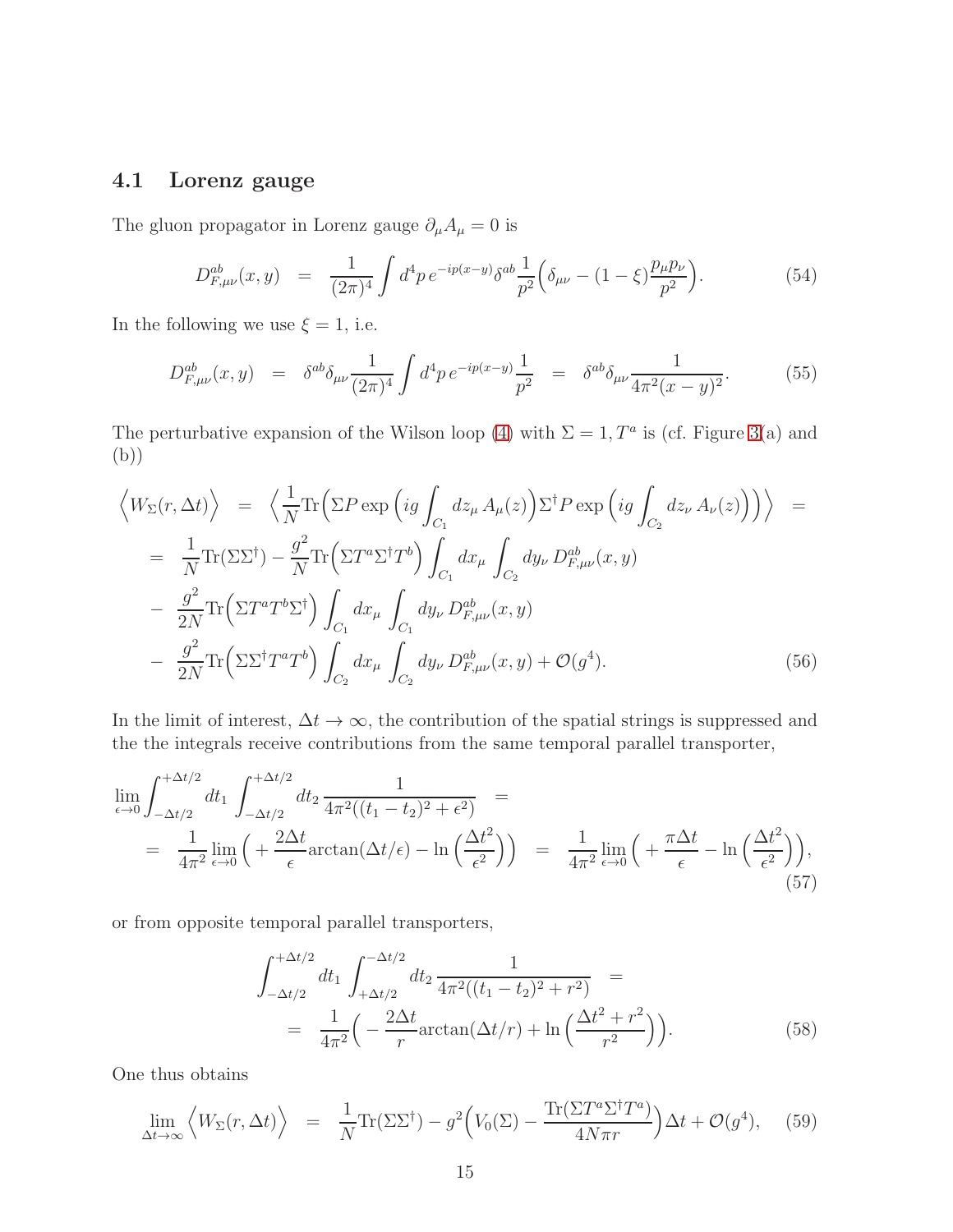### 4.1 Lorenz gauge

The gluon propagator in Lorenz gauge $\partial_\mu A_\mu = 0$ is

$$D^{ab}_{F,\mu\nu}(x,y) \;\; = \;\; \frac{1}{(2\pi)^4} \int d^4p \, e^{-ip(x-y)} \delta^{ab} \frac{1}{p^2} \Big( \delta_{\mu\nu} - (1-\xi) \frac{p_\mu p_\nu}{p^2} \Big). \tag{54}$$

In the following we use $\xi = 1$, i.e.

$$D^{ab}_{F,\mu\nu}(x,y) \;\; = \;\; \delta^{ab} \delta_{\mu\nu} \frac{1}{(2\pi)^4} \int d^4p \, e^{-ip(x-y)} \frac{1}{p^2} \;\; = \;\; \delta^{ab} \delta_{\mu\nu} \frac{1}{4\pi^2 (x-y)^2}. \tag{55}$$

The perturbative expansion of the Wilson loop (4) with $\Sigma = 1, T^a$ is (cf. Figure 3(a) and (b))

$$\begin{aligned}
\Big\langle W_\Sigma(r,\Delta t) \Big\rangle \;\; &= \;\; \Big\langle \frac{1}{N} \text{Tr}\Big( \Sigma P \exp\Big( ig \int_{C_1} dz_\mu \, A_\mu(z) \Big) \Sigma^\dagger P \exp\Big( ig \int_{C_2} dz_\nu \, A_\nu(z) \Big) \Big) \Big\rangle \;\; = \\
&= \;\; \frac{1}{N} \text{Tr}(\Sigma \Sigma^\dagger) - \frac{g^2}{N} \text{Tr}\Big( \Sigma T^a \Sigma^\dagger T^b \Big) \int_{C_1} dx_\mu \int_{C_2} dy_\nu \, D^{ab}_{F,\mu\nu}(x,y) \\
&- \;\; \frac{g^2}{2N} \text{Tr}\Big( \Sigma T^a T^b \Sigma^\dagger \Big) \int_{C_1} dx_\mu \int_{C_1} dy_\nu \, D^{ab}_{F,\mu\nu}(x,y) \\
&- \;\; \frac{g^2}{2N} \text{Tr}\Big( \Sigma \Sigma^\dagger T^a T^b \Big) \int_{C_2} dx_\mu \int_{C_2} dy_\nu \, D^{ab}_{F,\mu\nu}(x,y) + \mathcal{O}(g^4).
\end{aligned} \tag{56}$$

In the limit of interest, $\Delta t \to \infty$, the contribution of the spatial strings is suppressed and the the integrals receive contributions from the same temporal parallel transporter,

$$\begin{aligned}
&\lim_{\epsilon \to 0} \int_{-\Delta t/2}^{+\Delta t/2} dt_1 \int_{-\Delta t/2}^{+\Delta t/2} dt_2 \, \frac{1}{4\pi^2((t_1-t_2)^2 + \epsilon^2)} \;\; = \\
&= \;\; \frac{1}{4\pi^2} \lim_{\epsilon \to 0} \Big( + \frac{2\Delta t}{\epsilon} \text{arctan}(\Delta t/\epsilon) - \ln\Big( \frac{\Delta t^2}{\epsilon^2} \Big) \Big) \;\; = \;\; \frac{1}{4\pi^2} \lim_{\epsilon \to 0} \Big( + \frac{\pi \Delta t}{\epsilon} - \ln\Big( \frac{\Delta t^2}{\epsilon^2} \Big) \Big),
\end{aligned} \tag{57}$$

or from opposite temporal parallel transporters,

$$\begin{aligned}
&\int_{-\Delta t/2}^{+\Delta t/2} dt_1 \int_{+\Delta t/2}^{-\Delta t/2} dt_2 \, \frac{1}{4\pi^2((t_1-t_2)^2 + r^2)} \;\; = \\
&= \;\; \frac{1}{4\pi^2} \Big( - \frac{2\Delta t}{r} \text{arctan}(\Delta t/r) + \ln\Big( \frac{\Delta t^2 + r^2}{r^2} \Big) \Big).
\end{aligned} \tag{58}$$

One thus obtains

$$\lim_{\Delta t \to \infty} \Big\langle W_\Sigma(r,\Delta t) \Big\rangle \;\; = \;\; \frac{1}{N} \text{Tr}(\Sigma \Sigma^\dagger) - g^2 \Big( V_0(\Sigma) - \frac{\text{Tr}(\Sigma T^a \Sigma^\dagger T^a)}{4N\pi r} \Big) \Delta t + \mathcal{O}(g^4), \tag{59}$$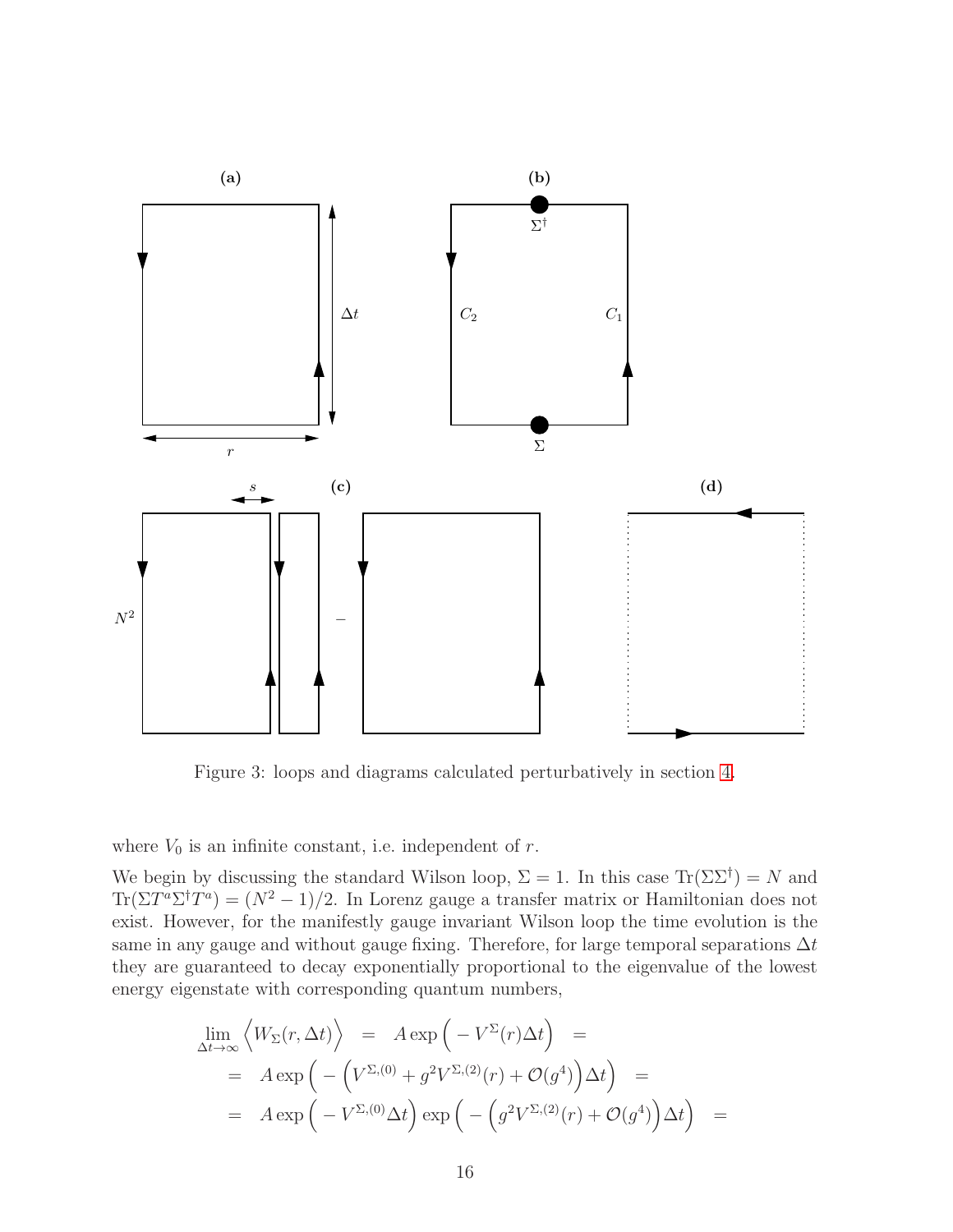Figure 3: loops and diagrams calculated perturbatively in section 4.

where $V_0$ is an infinite constant, i.e. independent of $r$.

We begin by discussing the standard Wilson loop, $\Sigma = 1$. In this case $\mathrm{Tr}(\Sigma\Sigma^\dagger) = N$ and $\mathrm{Tr}(\Sigma T^a \Sigma^\dagger T^a) = (N^2-1)/2$. In Lorenz gauge a transfer matrix or Hamiltonian does not exist. However, for the manifestly gauge invariant Wilson loop the time evolution is the same in any gauge and without gauge fixing. Therefore, for large temporal separations $\Delta t$ they are guaranteed to decay exponentially proportional to the eigenvalue of the lowest energy eigenstate with corresponding quantum numbers,

$$
\begin{aligned}
\lim_{\Delta t \to \infty} \Big\langle W_\Sigma(r, \Delta t) \Big\rangle &= A \exp\Big( - V^\Sigma(r) \Delta t \Big) = \\
&= A \exp\Big( - \Big( V^{\Sigma,(0)} + g^2 V^{\Sigma,(2)}(r) + \mathcal{O}(g^4) \Big) \Delta t \Big) = \\
&= A \exp\Big( - V^{\Sigma,(0)} \Delta t \Big) \exp\Big( - \Big( g^2 V^{\Sigma,(2)}(r) + \mathcal{O}(g^4) \Big) \Delta t \Big) =
\end{aligned}
$$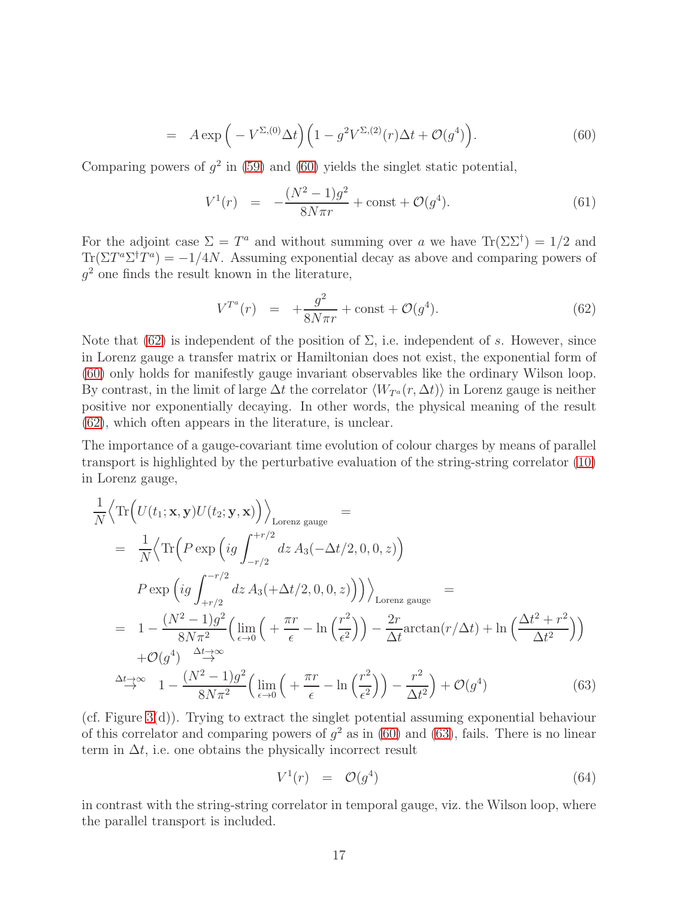$$
= \quad A \exp\Big( - V^{\Sigma,(0)} \Delta t \Big) \Big( 1 - g^2 V^{\Sigma,(2)}(r) \Delta t + \mathcal{O}(g^4) \Big). \tag{60}
$$

Comparing powers of $g^2$ in (59) and (60) yields the singlet static potential,

$$
V^1(r) \quad = \quad -\frac{(N^2-1)g^2}{8N\pi r} + \text{const} + \mathcal{O}(g^4). \tag{61}
$$

For the adjoint case $\Sigma = T^a$ and without summing over $a$ we have $\text{Tr}(\Sigma\Sigma^\dagger) = 1/2$ and $\text{Tr}(\Sigma T^a \Sigma^\dagger T^a) = -1/4N$. Assuming exponential decay as above and comparing powers of $g^2$ one finds the result known in the literature,

$$
V^{T^a}(r) \quad = \quad +\frac{g^2}{8N\pi r} + \text{const} + \mathcal{O}(g^4). \tag{62}
$$

Note that (62) is independent of the position of $\Sigma$, i.e. independent of $s$. However, since in Lorenz gauge a transfer matrix or Hamiltonian does not exist, the exponential form of (60) only holds for manifestly gauge invariant observables like the ordinary Wilson loop. By contrast, in the limit of large $\Delta t$ the correlator $\langle W_{T^a}(r, \Delta t)\rangle$ in Lorenz gauge is neither positive nor exponentially decaying. In other words, the physical meaning of the result (62), which often appears in the literature, is unclear.

The importance of a gauge-covariant time evolution of colour charges by means of parallel transport is highlighted by the perturbative evaluation of the string-string correlator (10) in Lorenz gauge,

$$
\begin{aligned}
&\frac{1}{N}\Big\langle \text{Tr}\Big( U(t_1; \mathbf{x}, \mathbf{y}) U(t_2; \mathbf{y}, \mathbf{x}) \Big) \Big\rangle_{\text{Lorenz gauge}} \quad = \\
&= \quad \frac{1}{N}\Big\langle \text{Tr}\Big( P \exp\Big( ig \int_{-r/2}^{+r/2} dz\, A_3(-\Delta t/2, 0, 0, z) \Big) \\
&\qquad P \exp\Big( ig \int_{+r/2}^{-r/2} dz\, A_3(+\Delta t/2, 0, 0, z) \Big) \Big) \Big\rangle_{\text{Lorenz gauge}} \quad = \\
&= \quad 1 - \frac{(N^2-1)g^2}{8N\pi^2} \Big( \lim_{\epsilon \to 0} \Big( + \frac{\pi r}{\epsilon} - \ln\Big(\frac{r^2}{\epsilon^2}\Big) \Big) - \frac{2r}{\Delta t} \arctan(r/\Delta t) + \ln\Big( \frac{\Delta t^2 + r^2}{\Delta t^2} \Big) \Big) \\
&\qquad + \mathcal{O}(g^4) \quad \overset{\Delta t \to \infty}{\rightarrow} \\
&\overset{\Delta t \to \infty}{\rightarrow} \quad 1 - \frac{(N^2-1)g^2}{8N\pi^2} \Big( \lim_{\epsilon \to 0} \Big( + \frac{\pi r}{\epsilon} - \ln\Big(\frac{r^2}{\epsilon^2}\Big) \Big) - \frac{r^2}{\Delta t^2} \Big) + \mathcal{O}(g^4)
\end{aligned} \tag{63}
$$

(cf. Figure 3(d)). Trying to extract the singlet potential assuming exponential behaviour of this correlator and comparing powers of $g^2$ as in (60) and (63), fails. There is no linear term in $\Delta t$, i.e. one obtains the physically incorrect result

$$
V^1(r) \quad = \quad \mathcal{O}(g^4) \tag{64}
$$

in contrast with the string-string correlator in temporal gauge, viz. the Wilson loop, where the parallel transport is included.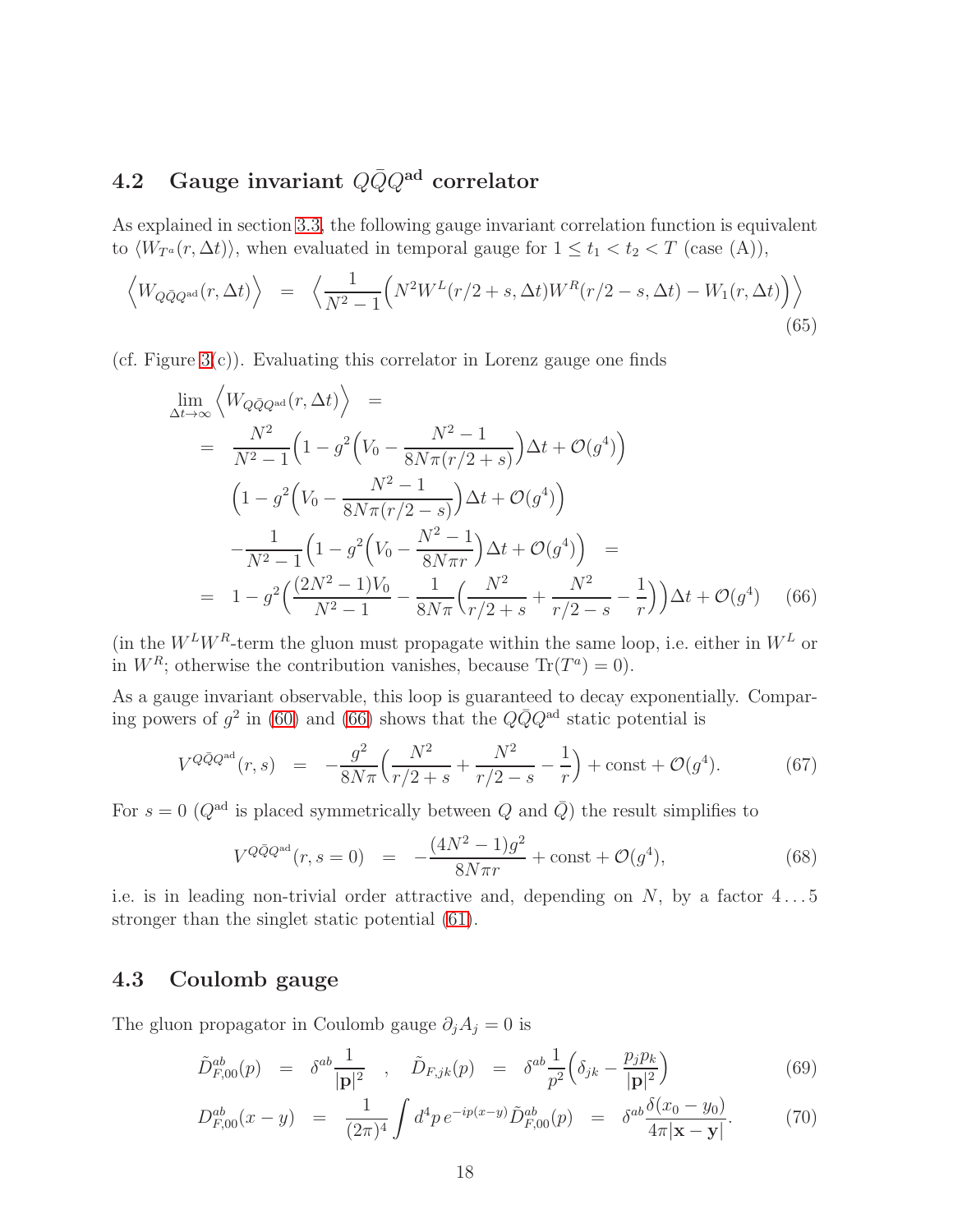## 4.2 Gauge invariant $Q\bar{Q}Q^{\mathrm{ad}}$ correlator

As explained in section 3.3, the following gauge invariant correlation function is equivalent to $\langle W_{T^a}(r, \Delta t)\rangle$, when evaluated in temporal gauge for $1 \leq t_1 < t_2 < T$ (case (A)),

$$\Big\langle W_{Q\bar{Q}Q^{\mathrm{ad}}}(r, \Delta t)\Big\rangle \;=\; \Big\langle \frac{1}{N^2-1}\Big(N^2 W^L(r/2+s, \Delta t) W^R(r/2-s, \Delta t) - W_1(r, \Delta t)\Big)\Big\rangle \tag{65}$$

(cf. Figure 3(c)). Evaluating this correlator in Lorenz gauge one finds

$$\begin{aligned}
\lim_{\Delta t \to \infty} \Big\langle W_{Q\bar{Q}Q^{\mathrm{ad}}}(r, \Delta t)\Big\rangle \;&=\\
=\;& \frac{N^2}{N^2-1}\Big(1 - g^2\Big(V_0 - \frac{N^2-1}{8N\pi(r/2+s)}\Big)\Delta t + \mathcal{O}(g^4)\Big)\\
&\Big(1 - g^2\Big(V_0 - \frac{N^2-1}{8N\pi(r/2-s)}\Big)\Delta t + \mathcal{O}(g^4)\Big)\\
&-\frac{1}{N^2-1}\Big(1 - g^2\Big(V_0 - \frac{N^2-1}{8N\pi r}\Big)\Delta t + \mathcal{O}(g^4)\Big) \;=\\
=\;& 1 - g^2\Big(\frac{(2N^2-1)V_0}{N^2-1} - \frac{1}{8N\pi}\Big(\frac{N^2}{r/2+s} + \frac{N^2}{r/2-s} - \frac{1}{r}\Big)\Big)\Delta t + \mathcal{O}(g^4)
\end{aligned} \tag{66}$$

(in the $W^L W^R$-term the gluon must propagate within the same loop, i.e. either in $W^L$ or in $W^R$; otherwise the contribution vanishes, because $\mathrm{Tr}(T^a) = 0$).

As a gauge invariant observable, this loop is guaranteed to decay exponentially. Comparing powers of $g^2$ in (60) and (66) shows that the $Q\bar{Q}Q^{\mathrm{ad}}$ static potential is

$$V^{Q\bar{Q}Q^{\mathrm{ad}}}(r, s) \;=\; -\frac{g^2}{8N\pi}\Big(\frac{N^2}{r/2+s} + \frac{N^2}{r/2-s} - \frac{1}{r}\Big) + \mathrm{const} + \mathcal{O}(g^4). \tag{67}$$

For $s = 0$ ($Q^{\mathrm{ad}}$ is placed symmetrically between $Q$ and $\bar{Q}$) the result simplifies to

$$V^{Q\bar{Q}Q^{\mathrm{ad}}}(r, s=0) \;=\; -\frac{(4N^2-1)g^2}{8N\pi r} + \mathrm{const} + \mathcal{O}(g^4), \tag{68}$$

i.e. is in leading non-trivial order attractive and, depending on $N$, by a factor $4\ldots5$ stronger than the singlet static potential (61).

## 4.3 Coulomb gauge

The gluon propagator in Coulomb gauge $\partial_j A_j = 0$ is

$$\tilde{D}^{ab}_{F,00}(p) \;=\; \delta^{ab}\frac{1}{|\mathbf{p}|^2} \quad , \quad \tilde{D}^{ab}_{F,jk}(p) \;=\; \delta^{ab}\frac{1}{p^2}\Big(\delta_{jk} - \frac{p_j p_k}{|\mathbf{p}|^2}\Big) \tag{69}$$

$$D^{ab}_{F,00}(x-y) \;=\; \frac{1}{(2\pi)^4}\int d^4p\, e^{-ip(x-y)}\tilde{D}^{ab}_{F,00}(p) \;=\; \delta^{ab}\frac{\delta(x_0-y_0)}{4\pi|\mathbf{x}-\mathbf{y}|}. \tag{70}$$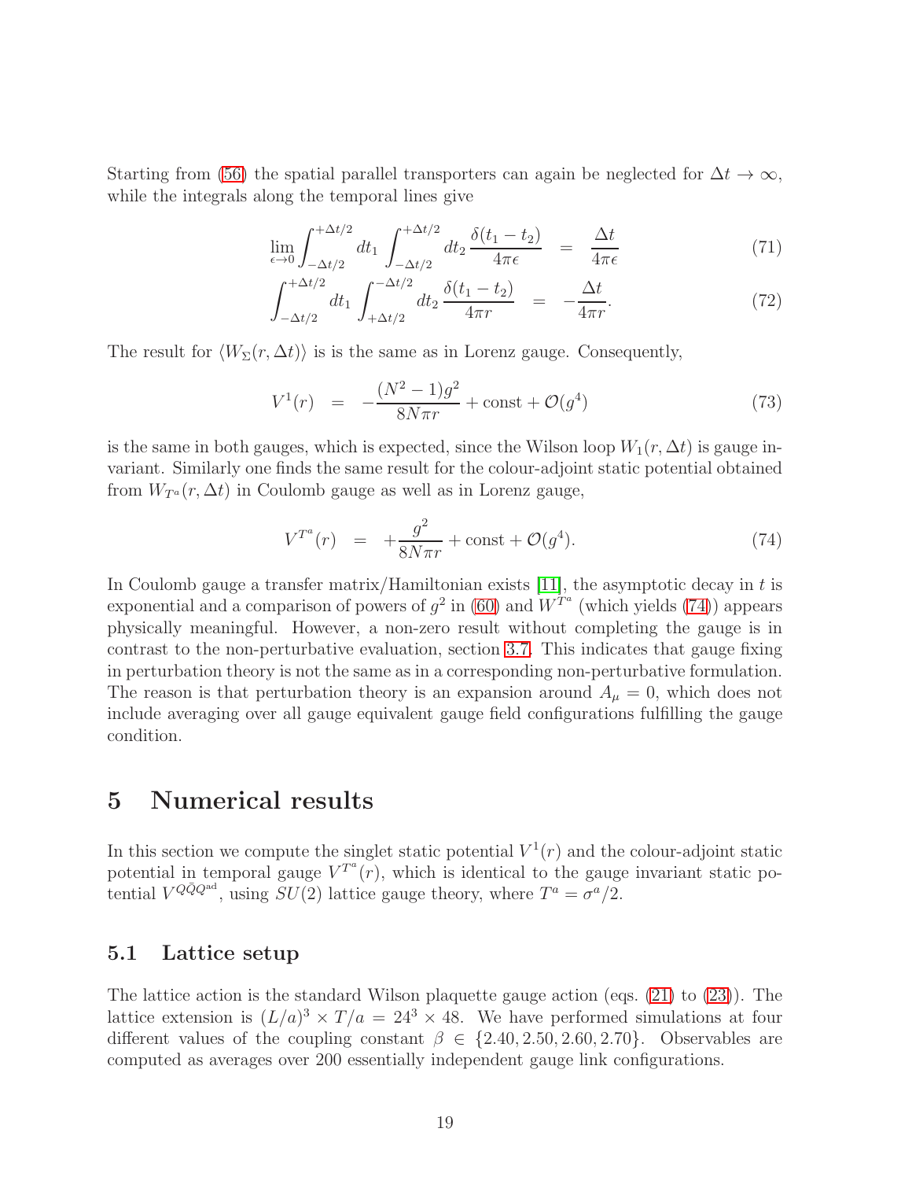Starting from (56) the spatial parallel transporters can again be neglected for $\Delta t \to \infty$, while the integrals along the temporal lines give

$$\lim_{\epsilon \to 0} \int_{-\Delta t/2}^{+\Delta t/2} dt_1 \int_{-\Delta t/2}^{+\Delta t/2} dt_2 \, \frac{\delta(t_1 - t_2)}{4\pi\epsilon} = \frac{\Delta t}{4\pi\epsilon} \tag{71}$$

$$\int_{-\Delta t/2}^{+\Delta t/2} dt_1 \int_{+\Delta t/2}^{-\Delta t/2} dt_2 \, \frac{\delta(t_1 - t_2)}{4\pi r} = -\frac{\Delta t}{4\pi r}. \tag{72}$$

The result for $\langle W_\Sigma(r, \Delta t)\rangle$ is is the same as in Lorenz gauge. Consequently,

$$V^1(r) = -\frac{(N^2-1)g^2}{8N\pi r} + \text{const} + \mathcal{O}(g^4) \tag{73}$$

is the same in both gauges, which is expected, since the Wilson loop $W_1(r, \Delta t)$ is gauge invariant. Similarly one finds the same result for the colour-adjoint static potential obtained from $W_{T^a}(r, \Delta t)$ in Coulomb gauge as well as in Lorenz gauge,

$$V^{T^a}(r) = +\frac{g^2}{8N\pi r} + \text{const} + \mathcal{O}(g^4). \tag{74}$$

In Coulomb gauge a transfer matrix/Hamiltonian exists [11], the asymptotic decay in $t$ is exponential and a comparison of powers of $g^2$ in (60) and $W^{T^a}$ (which yields (74)) appears physically meaningful. However, a non-zero result without completing the gauge is in contrast to the non-perturbative evaluation, section 3.7. This indicates that gauge fixing in perturbation theory is not the same as in a corresponding non-perturbative formulation. The reason is that perturbation theory is an expansion around $A_\mu = 0$, which does not include averaging over all gauge equivalent gauge field configurations fulfilling the gauge condition.

# 5 Numerical results

In this section we compute the singlet static potential $V^1(r)$ and the colour-adjoint static potential in temporal gauge $V^{T^a}(r)$, which is identical to the gauge invariant static potential $V^{Q\bar{Q}Q^{\text{ad}}}$, using $SU(2)$ lattice gauge theory, where $T^a = \sigma^a/2$.

## 5.1 Lattice setup

The lattice action is the standard Wilson plaquette gauge action (eqs. (21) to (23)). The lattice extension is $(L/a)^3 \times T/a = 24^3 \times 48$. We have performed simulations at four different values of the coupling constant $\beta \in \{2.40, 2.50, 2.60, 2.70\}$. Observables are computed as averages over 200 essentially independent gauge link configurations.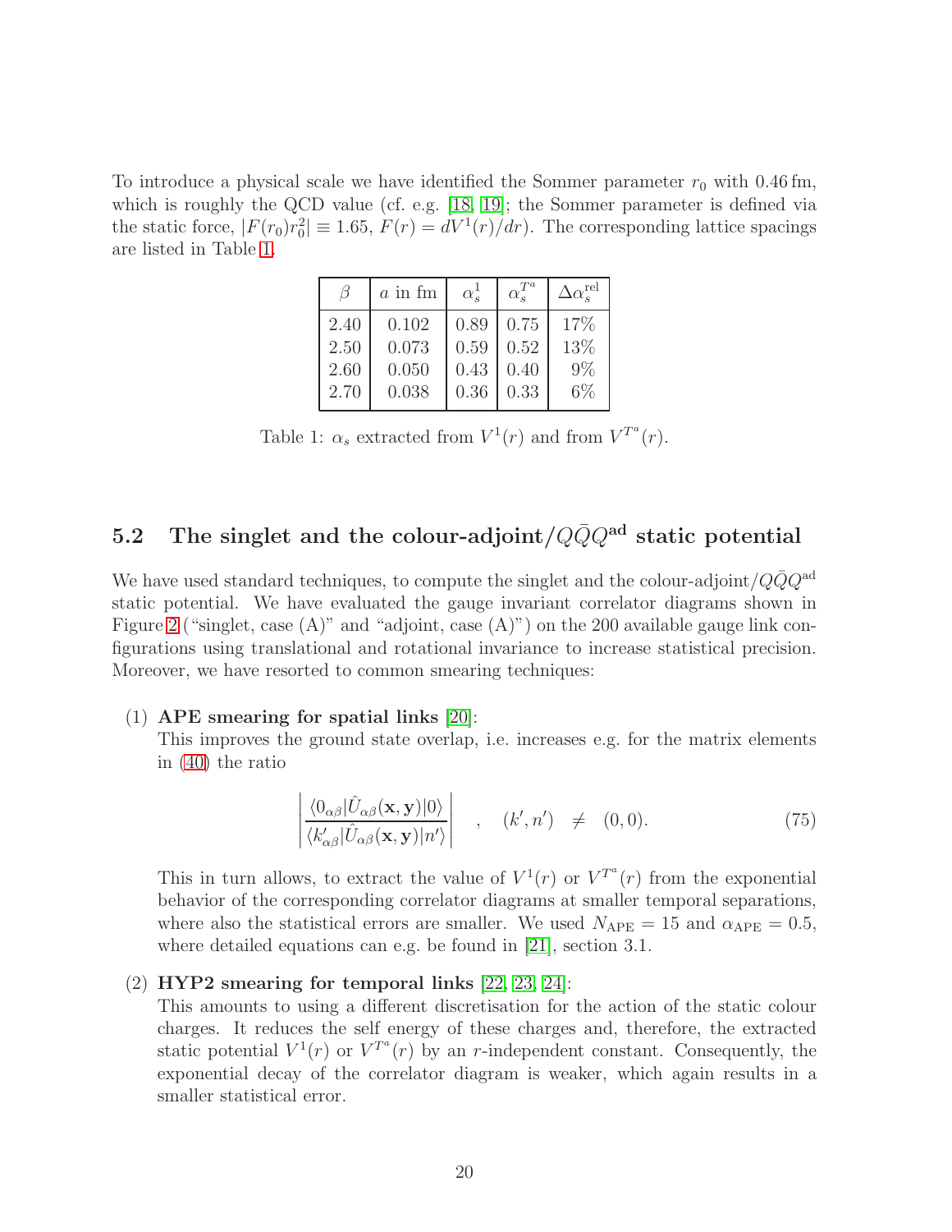To introduce a physical scale we have identified the Sommer parameter $r_0$ with $0.46\,\text{fm}$, which is roughly the QCD value (cf. e.g. [18, 19]; the Sommer parameter is defined via the static force, $|F(r_0)r_0^2| \equiv 1.65$, $F(r) = dV^1(r)/dr$). The corresponding lattice spacings are listed in Table 1.

| $\beta$ | $a$ in fm | $\alpha_s^1$ | $\alpha_s^{T^a}$ | $\Delta\alpha_s^{\text{rel}}$ |
|---|---|---|---|---|
| 2.40 | 0.102 | 0.89 | 0.75 | 17% |
| 2.50 | 0.073 | 0.59 | 0.52 | 13% |
| 2.60 | 0.050 | 0.43 | 0.40 | 9% |
| 2.70 | 0.038 | 0.36 | 0.33 | 6% |

Table 1: $\alpha_s$ extracted from $V^1(r)$ and from $V^{T^a}(r)$.

## 5.2 The singlet and the colour-adjoint/$Q\bar{Q}Q^{\text{ad}}$ static potential

We have used standard techniques, to compute the singlet and the colour-adjoint/$Q\bar{Q}Q^{\text{ad}}$ static potential. We have evaluated the gauge invariant correlator diagrams shown in Figure 2 ("singlet, case (A)" and "adjoint, case (A)") on the 200 available gauge link configurations using translational and rotational invariance to increase statistical precision. Moreover, we have resorted to common smearing techniques:

(1) **APE smearing for spatial links** [20]:
This improves the ground state overlap, i.e. increases e.g. for the matrix elements in (40) the ratio

$$\left|\frac{\langle 0_{\alpha\beta}|\hat{U}_{\alpha\beta}(\mathbf{x},\mathbf{y})|0\rangle}{\langle k'_{\alpha\beta}|\hat{U}_{\alpha\beta}(\mathbf{x},\mathbf{y})|n'\rangle}\right| \quad , \quad (k',n') \quad \neq \quad (0,0). \tag{75}$$

This in turn allows, to extract the value of $V^1(r)$ or $V^{T^a}(r)$ from the exponential behavior of the corresponding correlator diagrams at smaller temporal separations, where also the statistical errors are smaller. We used $N_{\text{APE}} = 15$ and $\alpha_{\text{APE}} = 0.5$, where detailed equations can e.g. be found in [21], section 3.1.

(2) **HYP2 smearing for temporal links** [22, 23, 24]:
This amounts to using a different discretisation for the action of the static colour charges. It reduces the self energy of these charges and, therefore, the extracted static potential $V^1(r)$ or $V^{T^a}(r)$ by an $r$-independent constant. Consequently, the exponential decay of the correlator diagram is weaker, which again results in a smaller statistical error.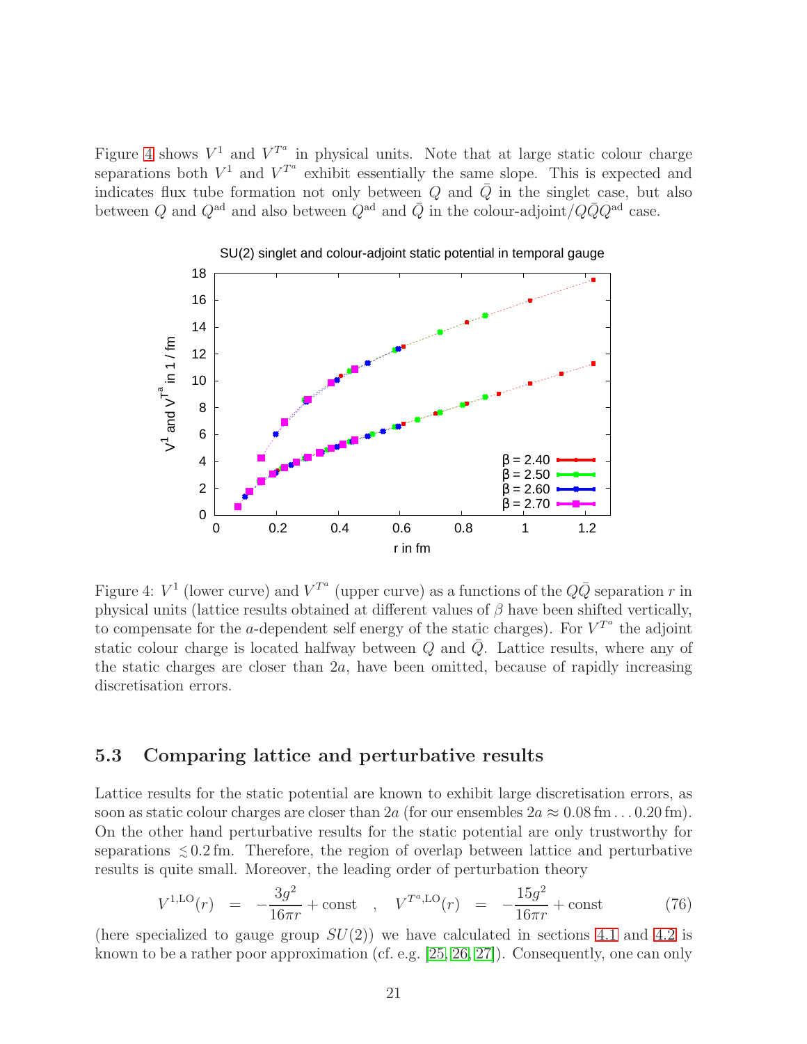Figure 4 shows $V^1$ and $V^{T^a}$ in physical units. Note that at large static colour charge separations both $V^1$ and $V^{T^a}$ exhibit essentially the same slope. This is expected and indicates flux tube formation not only between $Q$ and $\bar{Q}$ in the singlet case, but also between $Q$ and $Q^{\text{ad}}$ and also between $Q^{\text{ad}}$ and $\bar{Q}$ in the colour-adjoint/$Q\bar{Q}Q^{\text{ad}}$ case.

Figure 4: $V^1$ (lower curve) and $V^{T^a}$ (upper curve) as a functions of the $Q\bar{Q}$ separation $r$ in physical units (lattice results obtained at different values of $\beta$ have been shifted vertically, to compensate for the $a$-dependent self energy of the static charges). For $V^{T^a}$ the adjoint static colour charge is located halfway between $Q$ and $\bar{Q}$. Lattice results, where any of the static charges are closer than $2a$, have been omitted, because of rapidly increasing discretisation errors.

## 5.3 Comparing lattice and perturbative results

Lattice results for the static potential are known to exhibit large discretisation errors, as soon as static colour charges are closer than $2a$ (for our ensembles $2a \approx 0.08\,\text{fm} \ldots 0.20\,\text{fm}$). On the other hand perturbative results for the static potential are only trustworthy for separations $\lesssim 0.2\,\text{fm}$. Therefore, the region of overlap between lattice and perturbative results is quite small. Moreover, the leading order of perturbation theory

$$V^{1,\text{LO}}(r) \quad = \quad -\frac{3g^2}{16\pi r} + \text{const} \quad , \quad V^{T^a,\text{LO}}(r) \quad = \quad -\frac{15g^2}{16\pi r} + \text{const} \tag{76}$$

(here specialized to gauge group $SU(2)$) we have calculated in sections 4.1 and 4.2 is known to be a rather poor approximation (cf. e.g. [25, 26, 27]). Consequently, one can only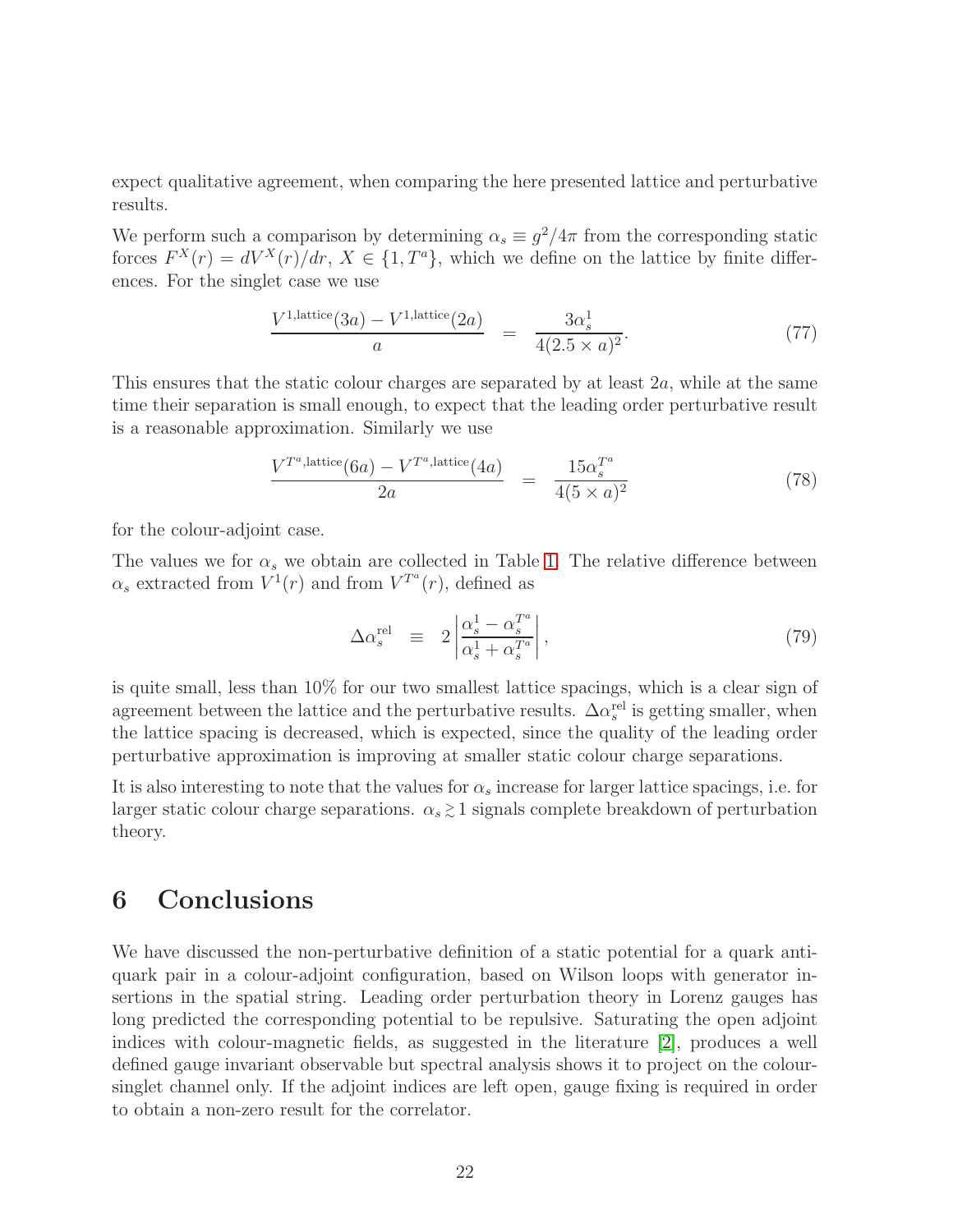expect qualitative agreement, when comparing the here presented lattice and perturbative results.

We perform such a comparison by determining $\alpha_s \equiv g^2/4\pi$ from the corresponding static forces $F^X(r) = dV^X(r)/dr$, $X \in \{1, T^a\}$, which we define on the lattice by finite differences. For the singlet case we use

$$\frac{V^{1,\text{lattice}}(3a) - V^{1,\text{lattice}}(2a)}{a} \quad = \quad \frac{3\alpha_s^1}{4(2.5 \times a)^2}. \tag{77}$$

This ensures that the static colour charges are separated by at least $2a$, while at the same time their separation is small enough, to expect that the leading order perturbative result is a reasonable approximation. Similarly we use

$$\frac{V^{T^a,\text{lattice}}(6a) - V^{T^a,\text{lattice}}(4a)}{2a} \quad = \quad \frac{15\alpha_s^{T^a}}{4(5 \times a)^2} \tag{78}$$

for the colour-adjoint case.

The values we for $\alpha_s$ we obtain are collected in Table 1. The relative difference between $\alpha_s$ extracted from $V^1(r)$ and from $V^{T^a}(r)$, defined as

$$\Delta\alpha_s^{\text{rel}} \quad \equiv \quad 2\left|\frac{\alpha_s^1 - \alpha_s^{T^a}}{\alpha_s^1 + \alpha_s^{T^a}}\right|, \tag{79}$$

is quite small, less than 10% for our two smallest lattice spacings, which is a clear sign of agreement between the lattice and the perturbative results. $\Delta\alpha_s^{\text{rel}}$ is getting smaller, when the lattice spacing is decreased, which is expected, since the quality of the leading order perturbative approximation is improving at smaller static colour charge separations.

It is also interesting to note that the values for $\alpha_s$ increase for larger lattice spacings, i.e. for larger static colour charge separations. $\alpha_s \gtrsim 1$ signals complete breakdown of perturbation theory.

# 6 Conclusions

We have discussed the non-perturbative definition of a static potential for a quark antiquark pair in a colour-adjoint configuration, based on Wilson loops with generator insertions in the spatial string. Leading order perturbation theory in Lorenz gauges has long predicted the corresponding potential to be repulsive. Saturating the open adjoint indices with colour-magnetic fields, as suggested in the literature [2], produces a well defined gauge invariant observable but spectral analysis shows it to project on the colour-singlet channel only. If the adjoint indices are left open, gauge fixing is required in order to obtain a non-zero result for the correlator.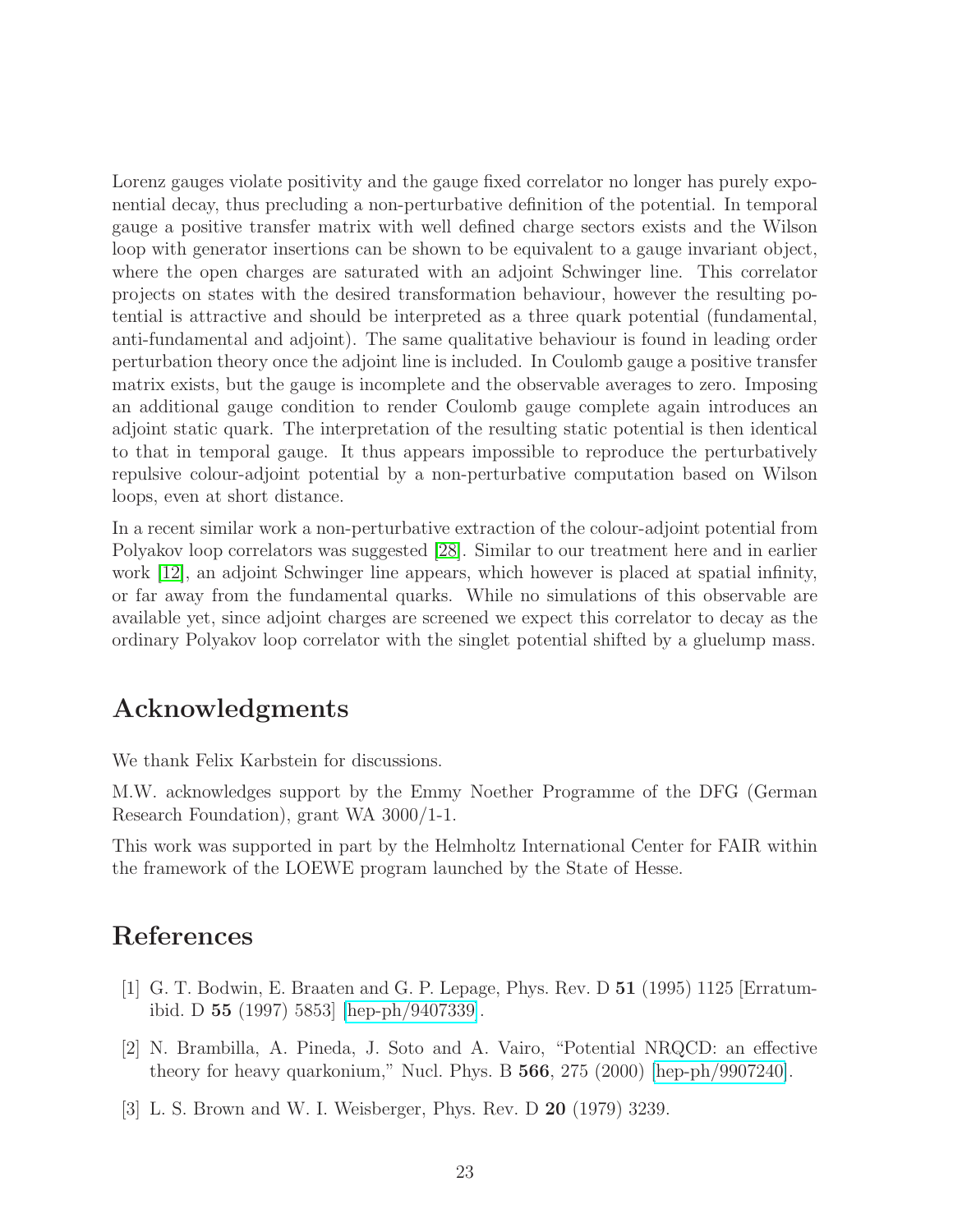Lorenz gauges violate positivity and the gauge fixed correlator no longer has purely exponential decay, thus precluding a non-perturbative definition of the potential. In temporal gauge a positive transfer matrix with well defined charge sectors exists and the Wilson loop with generator insertions can be shown to be equivalent to a gauge invariant object, where the open charges are saturated with an adjoint Schwinger line. This correlator projects on states with the desired transformation behaviour, however the resulting potential is attractive and should be interpreted as a three quark potential (fundamental, anti-fundamental and adjoint). The same qualitative behaviour is found in leading order perturbation theory once the adjoint line is included. In Coulomb gauge a positive transfer matrix exists, but the gauge is incomplete and the observable averages to zero. Imposing an additional gauge condition to render Coulomb gauge complete again introduces an adjoint static quark. The interpretation of the resulting static potential is then identical to that in temporal gauge. It thus appears impossible to reproduce the perturbatively repulsive colour-adjoint potential by a non-perturbative computation based on Wilson loops, even at short distance.

In a recent similar work a non-perturbative extraction of the colour-adjoint potential from Polyakov loop correlators was suggested [28]. Similar to our treatment here and in earlier work [12], an adjoint Schwinger line appears, which however is placed at spatial infinity, or far away from the fundamental quarks. While no simulations of this observable are available yet, since adjoint charges are screened we expect this correlator to decay as the ordinary Polyakov loop correlator with the singlet potential shifted by a gluelump mass.

# Acknowledgments

We thank Felix Karbstein for discussions.

M.W. acknowledges support by the Emmy Noether Programme of the DFG (German Research Foundation), grant WA 3000/1-1.

This work was supported in part by the Helmholtz International Center for FAIR within the framework of the LOEWE program launched by the State of Hesse.

# References

[1] G. T. Bodwin, E. Braaten and G. P. Lepage, Phys. Rev. D **51** (1995) 1125 [Erratum-ibid. D **55** (1997) 5853] [hep-ph/9407339].

[2] N. Brambilla, A. Pineda, J. Soto and A. Vairo, "Potential NRQCD: an effective theory for heavy quarkonium," Nucl. Phys. B **566**, 275 (2000) [hep-ph/9907240].

[3] L. S. Brown and W. I. Weisberger, Phys. Rev. D **20** (1979) 3239.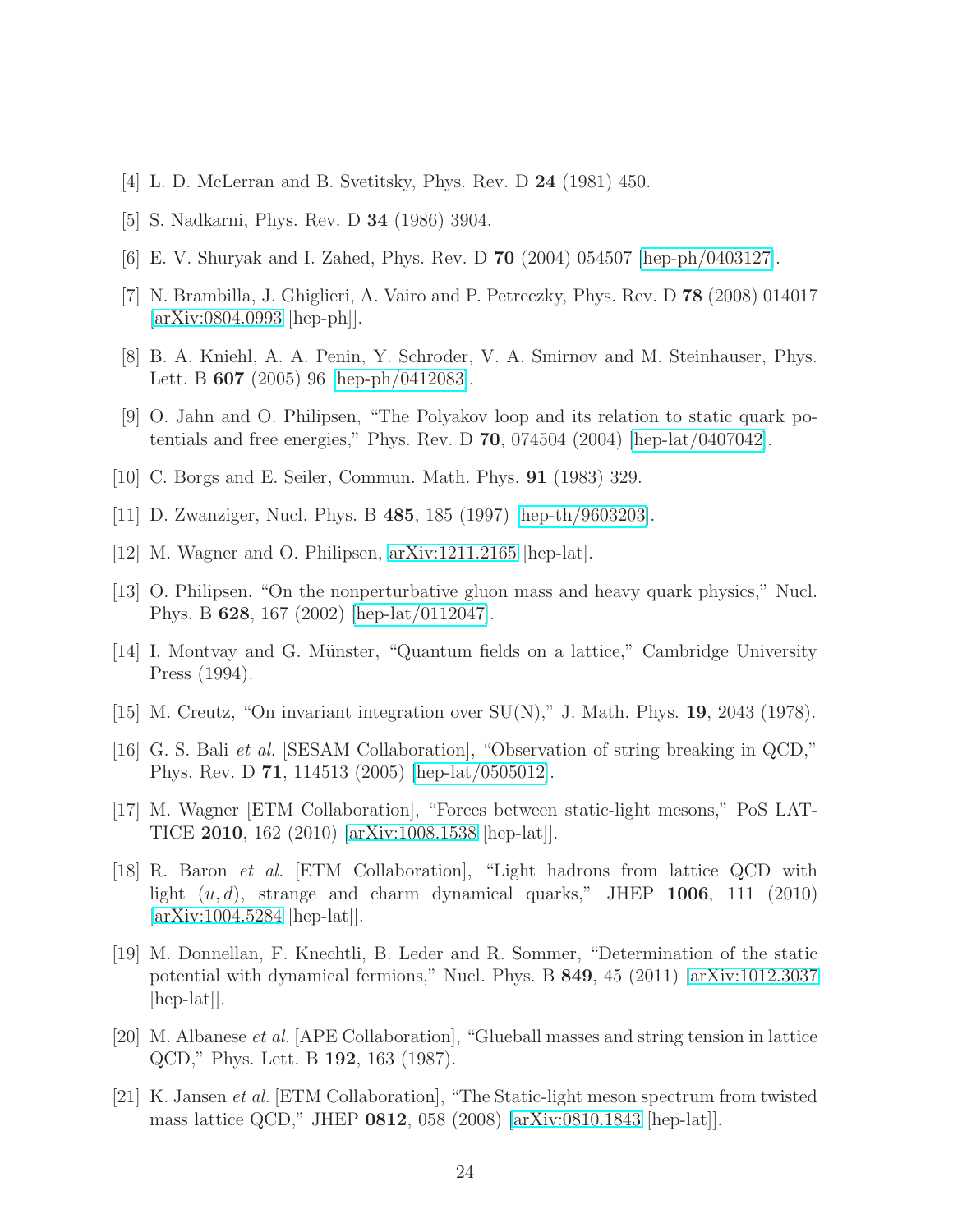[4] L. D. McLerran and B. Svetitsky, Phys. Rev. D **24** (1981) 450.

[5] S. Nadkarni, Phys. Rev. D **34** (1986) 3904.

[6] E. V. Shuryak and I. Zahed, Phys. Rev. D **70** (2004) 054507 [hep-ph/0403127].

[7] N. Brambilla, J. Ghiglieri, A. Vairo and P. Petreczky, Phys. Rev. D **78** (2008) 014017 [arXiv:0804.0993 [hep-ph]].

[8] B. A. Kniehl, A. A. Penin, Y. Schroder, V. A. Smirnov and M. Steinhauser, Phys. Lett. B **607** (2005) 96 [hep-ph/0412083].

[9] O. Jahn and O. Philipsen, "The Polyakov loop and its relation to static quark potentials and free energies," Phys. Rev. D **70**, 074504 (2004) [hep-lat/0407042].

[10] C. Borgs and E. Seiler, Commun. Math. Phys. **91** (1983) 329.

[11] D. Zwanziger, Nucl. Phys. B **485**, 185 (1997) [hep-th/9603203].

[12] M. Wagner and O. Philipsen, arXiv:1211.2165 [hep-lat].

[13] O. Philipsen, "On the nonperturbative gluon mass and heavy quark physics," Nucl. Phys. B **628**, 167 (2002) [hep-lat/0112047].

[14] I. Montvay and G. Münster, "Quantum fields on a lattice," Cambridge University Press (1994).

[15] M. Creutz, "On invariant integration over SU(N)," J. Math. Phys. **19**, 2043 (1978).

[16] G. S. Bali *et al.* [SESAM Collaboration], "Observation of string breaking in QCD," Phys. Rev. D **71**, 114513 (2005) [hep-lat/0505012].

[17] M. Wagner [ETM Collaboration], "Forces between static-light mesons," PoS LATTICE **2010**, 162 (2010) [arXiv:1008.1538 [hep-lat]].

[18] R. Baron *et al.* [ETM Collaboration], "Light hadrons from lattice QCD with light $(u, d)$, strange and charm dynamical quarks," JHEP **1006**, 111 (2010) [arXiv:1004.5284 [hep-lat]].

[19] M. Donnellan, F. Knechtli, B. Leder and R. Sommer, "Determination of the static potential with dynamical fermions," Nucl. Phys. B **849**, 45 (2011) [arXiv:1012.3037 [hep-lat]].

[20] M. Albanese *et al.* [APE Collaboration], "Glueball masses and string tension in lattice QCD," Phys. Lett. B **192**, 163 (1987).

[21] K. Jansen *et al.* [ETM Collaboration], "The Static-light meson spectrum from twisted mass lattice QCD," JHEP **0812**, 058 (2008) [arXiv:0810.1843 [hep-lat]].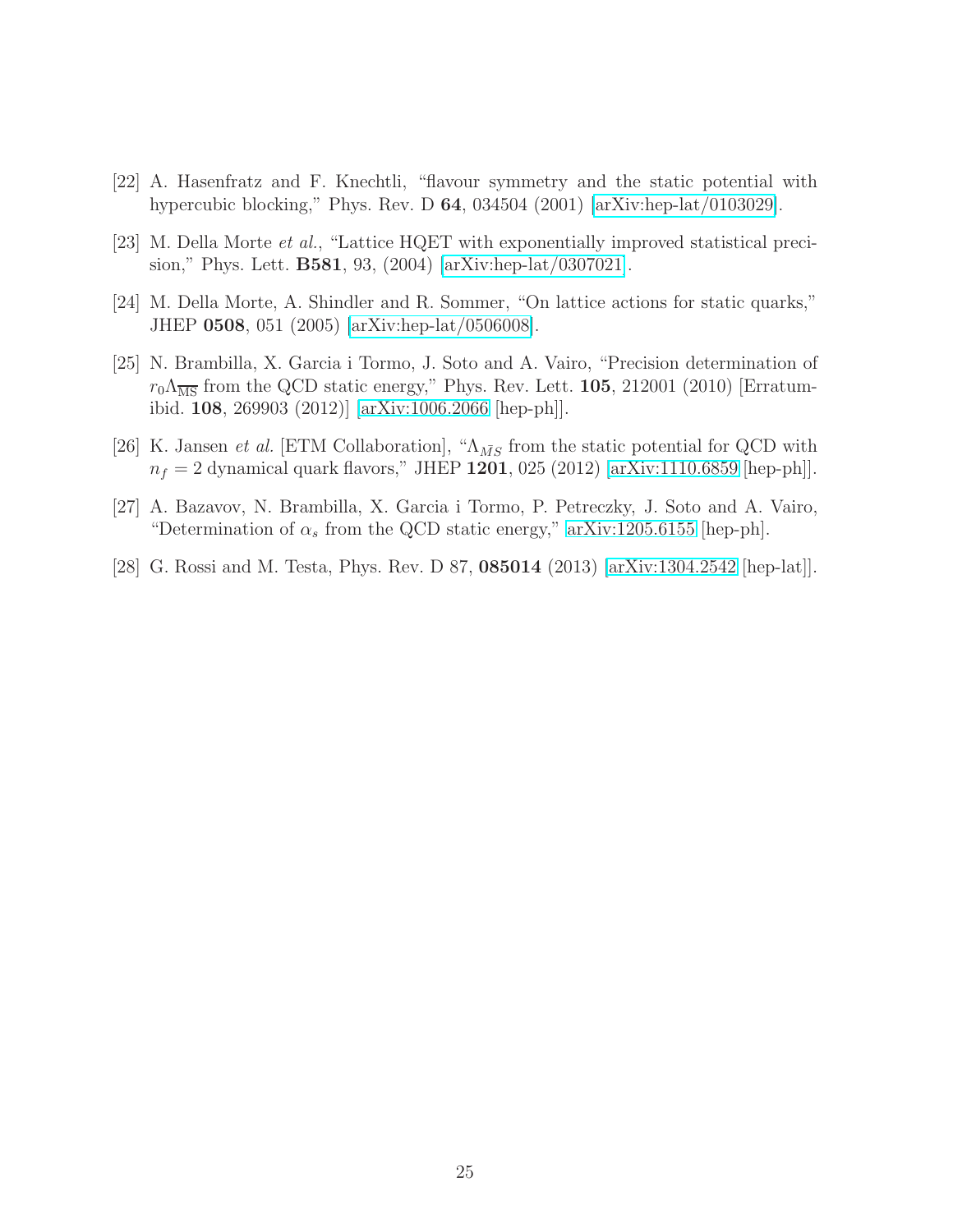[22] A. Hasenfratz and F. Knechtli, "flavour symmetry and the static potential with hypercubic blocking," Phys. Rev. D **64**, 034504 (2001) [arXiv:hep-lat/0103029].

[23] M. Della Morte *et al.*, "Lattice HQET with exponentially improved statistical precision," Phys. Lett. **B581**, 93, (2004) [arXiv:hep-lat/0307021].

[24] M. Della Morte, A. Shindler and R. Sommer, "On lattice actions for static quarks," JHEP **0508**, 051 (2005) [arXiv:hep-lat/0506008].

[25] N. Brambilla, X. Garcia i Tormo, J. Soto and A. Vairo, "Precision determination of $r_0\Lambda_{\overline{\rm MS}}$ from the QCD static energy," Phys. Rev. Lett. **105**, 212001 (2010) [Erratum-ibid. **108**, 269903 (2012)] [arXiv:1006.2066 [hep-ph]].

[26] K. Jansen *et al.* [ETM Collaboration], "$\Lambda_{\bar{M}S}$ from the static potential for QCD with $n_f = 2$ dynamical quark flavors," JHEP **1201**, 025 (2012) [arXiv:1110.6859 [hep-ph]].

[27] A. Bazavov, N. Brambilla, X. Garcia i Tormo, P. Petreczky, J. Soto and A. Vairo, "Determination of $\alpha_s$ from the QCD static energy," arXiv:1205.6155 [hep-ph].

[28] G. Rossi and M. Testa, Phys. Rev. D 87, **085014** (2013) [arXiv:1304.2542 [hep-lat]].